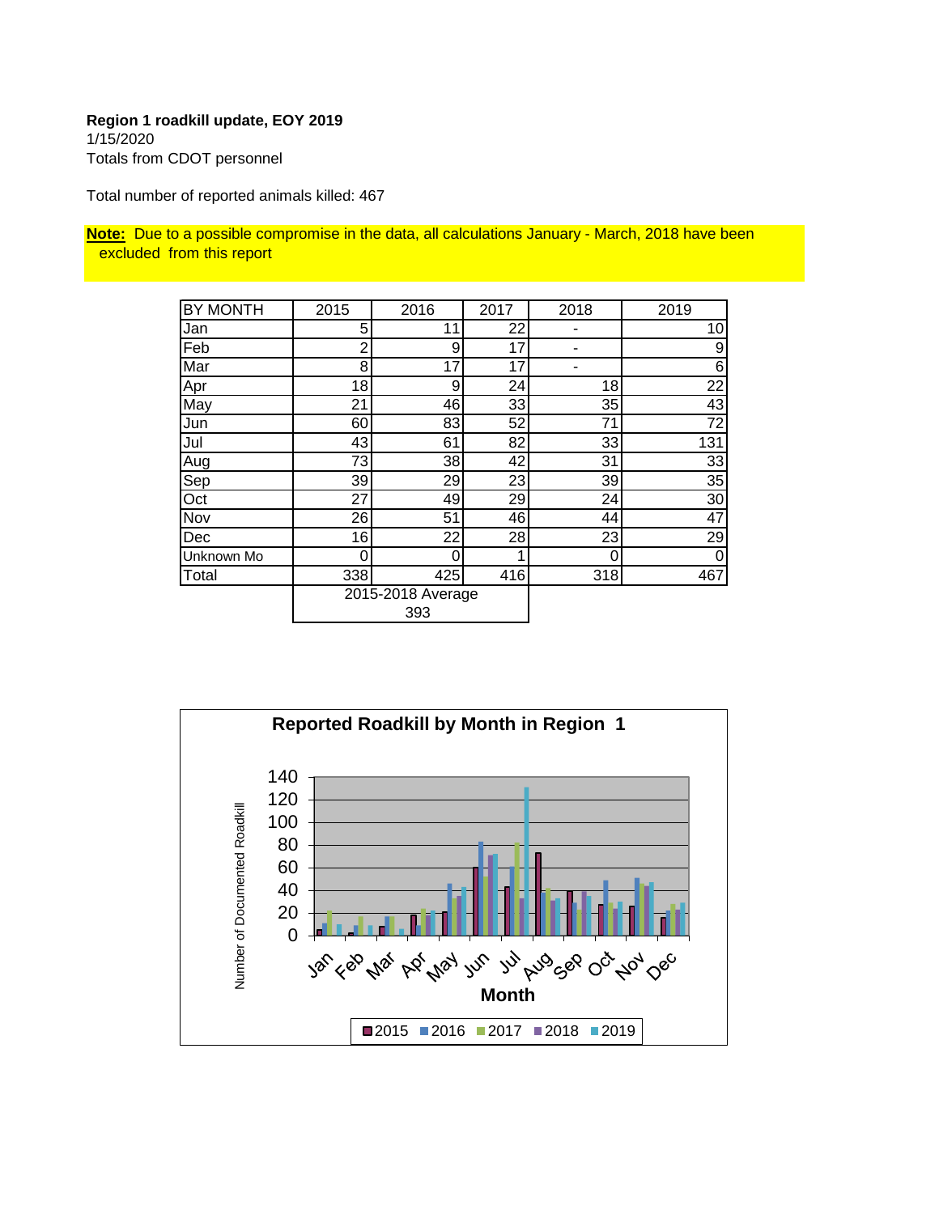**Region 1 roadkill update, EOY 2019**
1/15/2020
Totals from CDOT personnel

Total number of reported animals killed: 467

**Note:** Due to a possible compromise in the data, all calculations January - March, 2018 have been excluded from this report

| BY MONTH | 2015 | 2016 | 2017 | 2018 | 2019 |
|---|---|---|---|---|---|
| Jan | 5 | 11 | 22 | - | 10 |
| Feb | 2 | 9 | 17 | - | 9 |
| Mar | 8 | 17 | 17 | - | 6 |
| Apr | 18 | 9 | 24 | 18 | 22 |
| May | 21 | 46 | 33 | 35 | 43 |
| Jun | 60 | 83 | 52 | 71 | 72 |
| Jul | 43 | 61 | 82 | 33 | 131 |
| Aug | 73 | 38 | 42 | 31 | 33 |
| Sep | 39 | 29 | 23 | 39 | 35 |
| Oct | 27 | 49 | 29 | 24 | 30 |
| Nov | 26 | 51 | 46 | 44 | 47 |
| Dec | 16 | 22 | 28 | 23 | 29 |
| Unknown Mo | 0 | 0 | 1 | 0 | 0 |
| Total | 338 | 425 | 416 | 318 | 467 |
| | 2015-2018 Average 393 | | | | |

**Reported Roadkill by Month in Region 1**

Number of Documented Roadkill

140
120
100
80
60
40
20
0

Jan Feb Mar Apr May Jun Jul Aug Sep Oct Nov Dec

**Month**

2015 2016 2017 2018 2019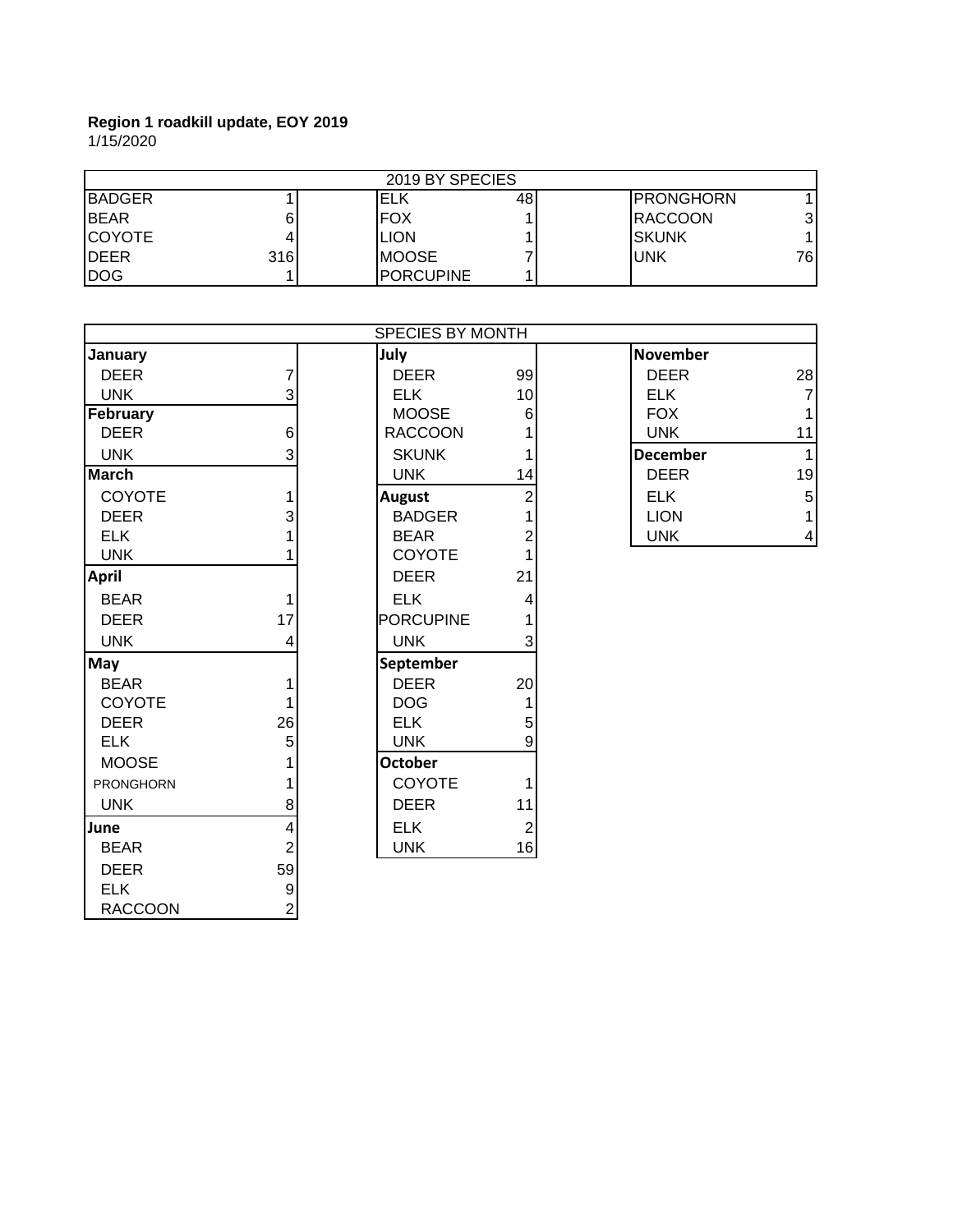**Region 1 roadkill update, EOY 2019**

1/15/2020

| 2019 BY SPECIES | | | | | |
|---|---|---|---|---|---|
| BADGER | 1 | ELK | 48 | PRONGHORN | 1 |
| BEAR | 6 | FOX | 1 | RACCOON | 3 |
| COYOTE | 4 | LION | 1 | SKUNK | 1 |
| DEER | 316 | MOOSE | 7 | UNK | 76 |
| DOG | 1 | PORCUPINE | 1 | | |

| SPECIES BY MONTH | | | | | |
|---|---|---|---|---|---|
| **January** | | **July** | | **November** | |
| DEER | 7 | DEER | 99 | DEER | 28 |
| UNK | 3 | ELK | 10 | ELK | 7 |
| **February** | | MOOSE | 6 | FOX | 1 |
| DEER | 6 | RACCOON | 1 | UNK | 11 |
| UNK | 3 | SKUNK | 1 | **December** | 1 |
| **March** | | UNK | 14 | DEER | 19 |
| COYOTE | 1 | **August** | 2 | ELK | 5 |
| DEER | 3 | BADGER | 1 | LION | 1 |
| ELK | 1 | BEAR | 2 | UNK | 4 |
| UNK | 1 | COYOTE | 1 | | |
| **April** | | DEER | 21 | | |
| BEAR | 1 | ELK | 4 | | |
| DEER | 17 | PORCUPINE | 1 | | |
| UNK | 4 | UNK | 3 | | |
| **May** | | **September** | | | |
| BEAR | 1 | DEER | 20 | | |
| COYOTE | 1 | DOG | 1 | | |
| DEER | 26 | ELK | 5 | | |
| ELK | 5 | UNK | 9 | | |
| MOOSE | 1 | **October** | | | |
| PRONGHORN | 1 | COYOTE | 1 | | |
| UNK | 8 | DEER | 11 | | |
| **June** | 4 | ELK | 2 | | |
| BEAR | 2 | UNK | 16 | | |
| DEER | 59 | | | | |
| ELK | 9 | | | | |
| RACCOON | 2 | | | | |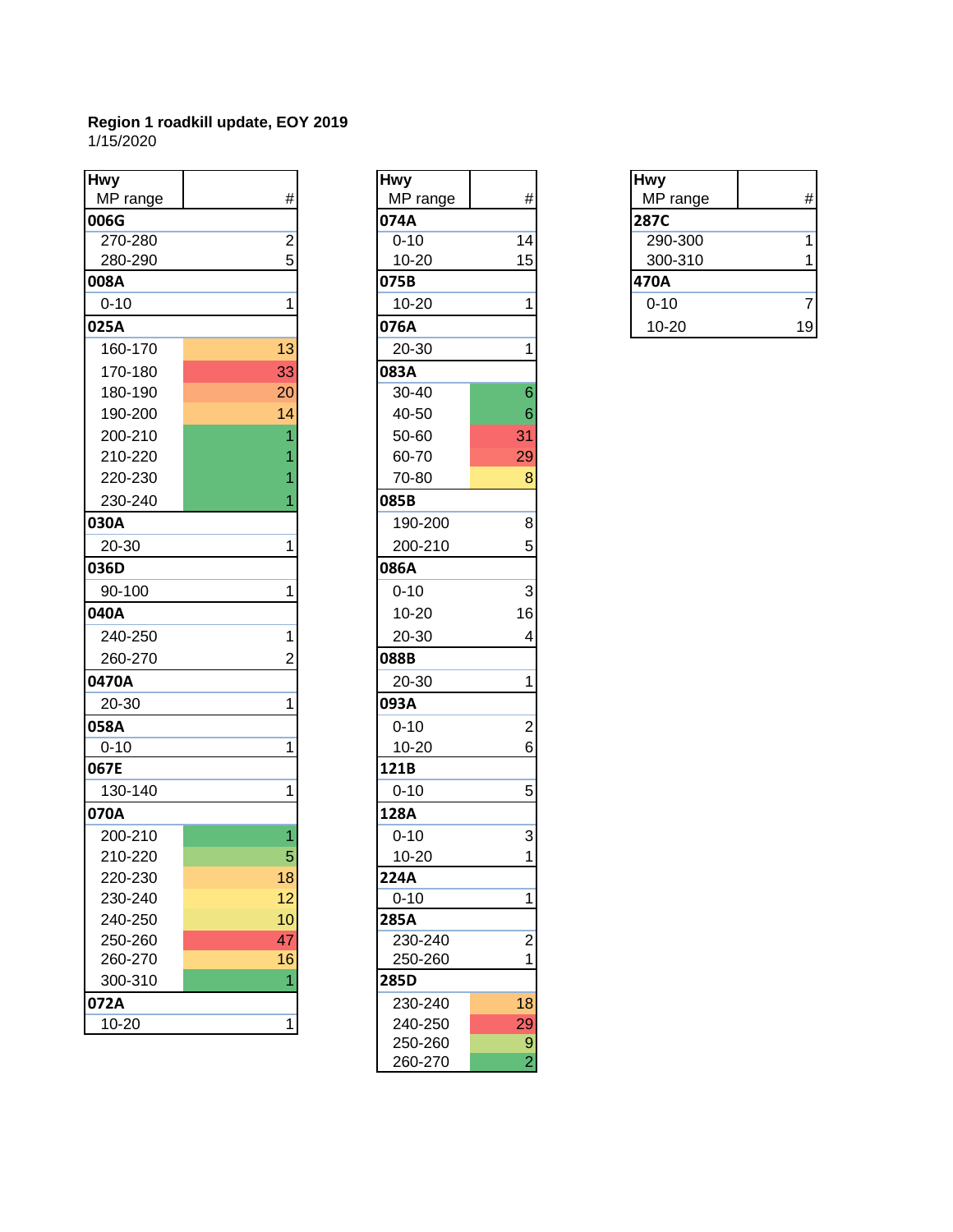**Region 1 roadkill update, EOY 2019**
1/15/2020

| Hwy / MP range | # |
|---|---|
| **006G** | |
| 270-280 | 2 |
| 280-290 | 5 |
| **008A** | |
| 0-10 | 1 |
| **025A** | |
| 160-170 | 13 |
| 170-180 | 33 |
| 180-190 | 20 |
| 190-200 | 14 |
| 200-210 | 1 |
| 210-220 | 1 |
| 220-230 | 1 |
| 230-240 | 1 |
| **030A** | |
| 20-30 | 1 |
| **036D** | |
| 90-100 | 1 |
| **040A** | |
| 240-250 | 1 |
| 260-270 | 2 |
| **0470A** | |
| 20-30 | 1 |
| **058A** | |
| 0-10 | 1 |
| **067E** | |
| 130-140 | 1 |
| **070A** | |
| 200-210 | 1 |
| 210-220 | 5 |
| 220-230 | 18 |
| 230-240 | 12 |
| 240-250 | 10 |
| 250-260 | 47 |
| 260-270 | 16 |
| 300-310 | 1 |
| **072A** | |
| 10-20 | 1 |

| Hwy / MP range | # |
|---|---|
| **074A** | |
| 0-10 | 14 |
| 10-20 | 15 |
| **075B** | |
| 10-20 | 1 |
| **076A** | |
| 20-30 | 1 |
| **083A** | |
| 30-40 | 6 |
| 40-50 | 6 |
| 50-60 | 31 |
| 60-70 | 29 |
| 70-80 | 8 |
| **085B** | |
| 190-200 | 8 |
| 200-210 | 5 |
| **086A** | |
| 0-10 | 3 |
| 10-20 | 16 |
| 20-30 | 4 |
| **088B** | |
| 20-30 | 1 |
| **093A** | |
| 0-10 | 2 |
| 10-20 | 6 |
| **121B** | |
| 0-10 | 5 |
| **128A** | |
| 0-10 | 3 |
| 10-20 | 1 |
| **224A** | |
| 0-10 | 1 |
| **285A** | |
| 230-240 | 2 |
| 250-260 | 1 |
| **285D** | |
| 230-240 | 18 |
| 240-250 | 29 |
| 250-260 | 9 |
| 260-270 | 2 |

| Hwy / MP range | # |
|---|---|
| **287C** | |
| 290-300 | 1 |
| 300-310 | 1 |
| **470A** | |
| 0-10 | 7 |
| 10-20 | 19 |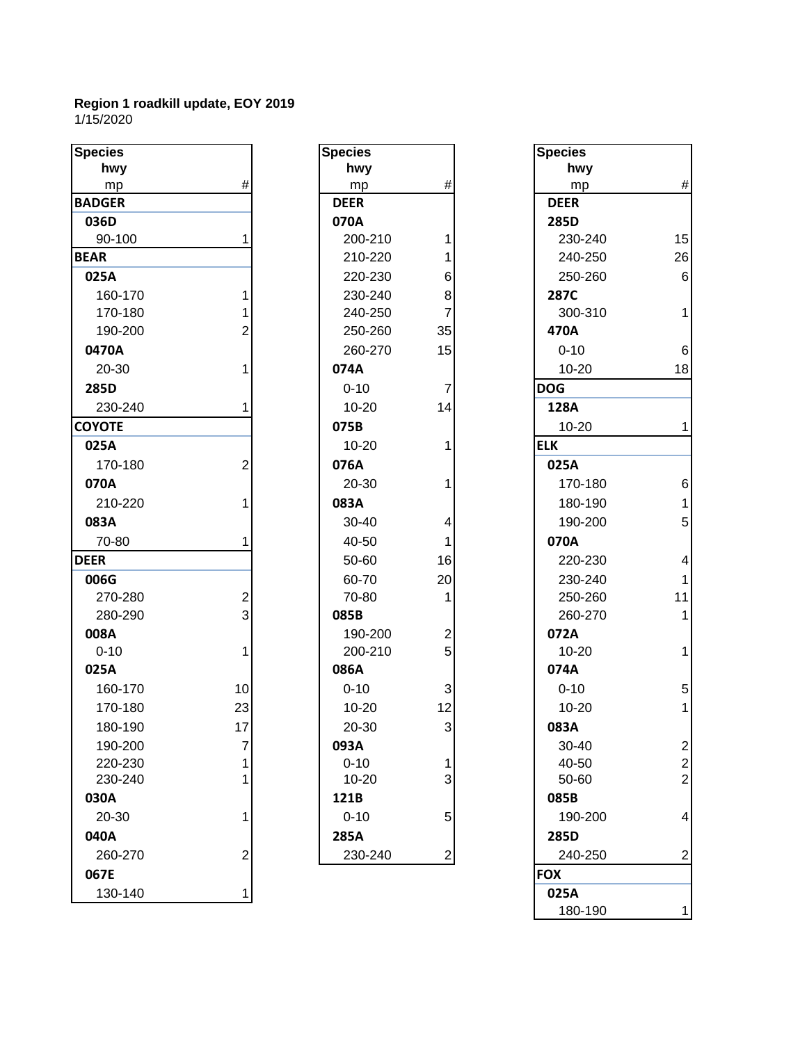**Region 1 roadkill update, EOY 2019**
1/15/2020

| Species / hwy / mp | # |
|---|---|
| **BADGER** | |
| **036D** | |
| 90-100 | 1 |
| **BEAR** | |
| **025A** | |
| 160-170 | 1 |
| 170-180 | 1 |
| 190-200 | 2 |
| **0470A** | |
| 20-30 | 1 |
| **285D** | |
| 230-240 | 1 |
| **COYOTE** | |
| **025A** | |
| 170-180 | 2 |
| **070A** | |
| 210-220 | 1 |
| **083A** | |
| 70-80 | 1 |
| **DEER** | |
| **006G** | |
| 270-280 | 2 |
| 280-290 | 3 |
| **008A** | |
| 0-10 | 1 |
| **025A** | |
| 160-170 | 10 |
| 170-180 | 23 |
| 180-190 | 17 |
| 190-200 | 7 |
| 220-230 | 1 |
| 230-240 | 1 |
| **030A** | |
| 20-30 | 1 |
| **040A** | |
| 260-270 | 2 |
| **067E** | |
| 130-140 | 1 |

| Species / hwy / mp | # |
|---|---|
| **DEER** | |
| **070A** | |
| 200-210 | 1 |
| 210-220 | 1 |
| 220-230 | 6 |
| 230-240 | 8 |
| 240-250 | 7 |
| 250-260 | 35 |
| 260-270 | 15 |
| **074A** | |
| 0-10 | 7 |
| 10-20 | 14 |
| **075B** | |
| 10-20 | 1 |
| **076A** | |
| 20-30 | 1 |
| **083A** | |
| 30-40 | 4 |
| 40-50 | 1 |
| 50-60 | 16 |
| 60-70 | 20 |
| 70-80 | 1 |
| **085B** | |
| 190-200 | 2 |
| 200-210 | 5 |
| **086A** | |
| 0-10 | 3 |
| 10-20 | 12 |
| 20-30 | 3 |
| **093A** | |
| 0-10 | 1 |
| 10-20 | 3 |
| **121B** | |
| 0-10 | 5 |
| **285A** | |
| 230-240 | 2 |

| Species / hwy / mp | # |
|---|---|
| **DEER** | |
| **285D** | |
| 230-240 | 15 |
| 240-250 | 26 |
| 250-260 | 6 |
| **287C** | |
| 300-310 | 1 |
| **470A** | |
| 0-10 | 6 |
| 10-20 | 18 |
| **DOG** | |
| **128A** | |
| 10-20 | 1 |
| **ELK** | |
| **025A** | |
| 170-180 | 6 |
| 180-190 | 1 |
| 190-200 | 5 |
| **070A** | |
| 220-230 | 4 |
| 230-240 | 1 |
| 250-260 | 11 |
| 260-270 | 1 |
| **072A** | |
| 10-20 | 1 |
| **074A** | |
| 0-10 | 5 |
| 10-20 | 1 |
| **083A** | |
| 30-40 | 2 |
| 40-50 | 2 |
| 50-60 | 2 |
| **085B** | |
| 190-200 | 4 |
| **285D** | |
| 240-250 | 2 |
| **FOX** | |
| **025A** | |
| 180-190 | 1 |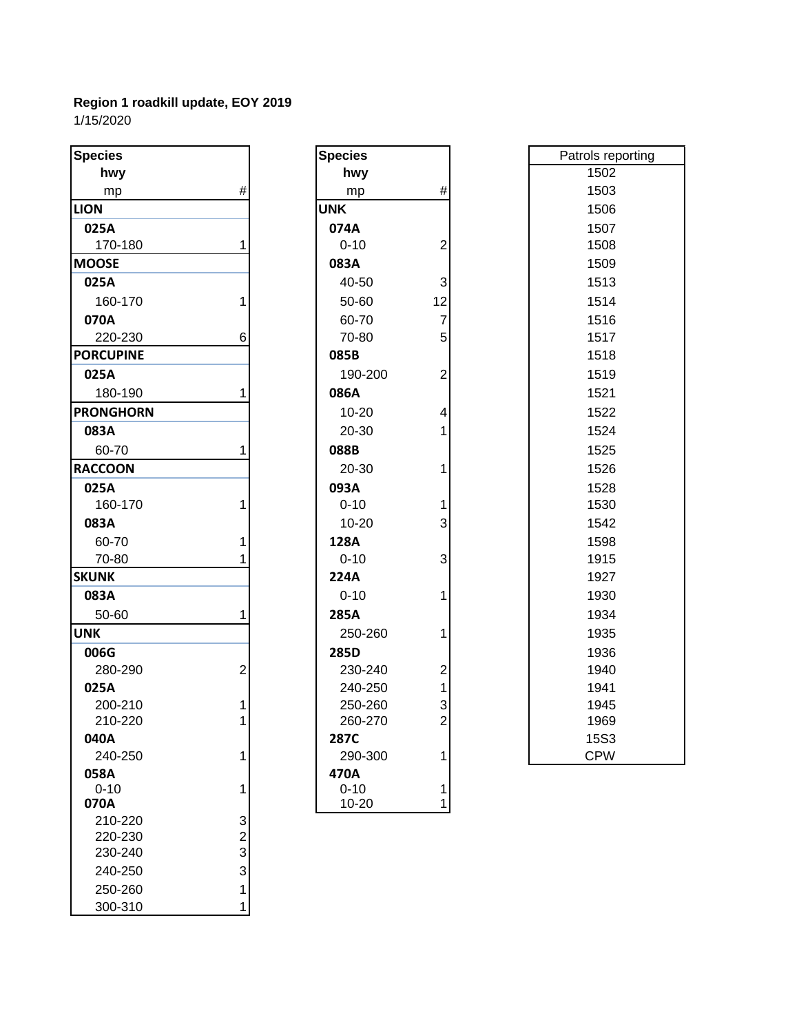**Region 1 roadkill update, EOY 2019**

1/15/2020

| Species / hwy / mp | # |
|---|---|
| **LION** | |
| **025A** | |
| 170-180 | 1 |
| **MOOSE** | |
| **025A** | |
| 160-170 | 1 |
| **070A** | |
| 220-230 | 6 |
| **PORCUPINE** | |
| **025A** | |
| 180-190 | 1 |
| **PRONGHORN** | |
| **083A** | |
| 60-70 | 1 |
| **RACCOON** | |
| **025A** | |
| 160-170 | 1 |
| **083A** | |
| 60-70 | 1 |
| 70-80 | 1 |
| **SKUNK** | |
| **083A** | |
| 50-60 | 1 |
| **UNK** | |
| **006G** | |
| 280-290 | 2 |
| **025A** | |
| 200-210 | 1 |
| 210-220 | 1 |
| **040A** | |
| 240-250 | 1 |
| **058A** | |
| 0-10 | 1 |
| **070A** | |
| 210-220 | 3 |
| 220-230 | 2 |
| 230-240 | 3 |
| 240-250 | 3 |
| 250-260 | 1 |
| 300-310 | 1 |

| Species / hwy / mp | # |
|---|---|
| **UNK** | |
| **074A** | |
| 0-10 | 2 |
| **083A** | |
| 40-50 | 3 |
| 50-60 | 12 |
| 60-70 | 7 |
| 70-80 | 5 |
| **085B** | |
| 190-200 | 2 |
| **086A** | |
| 10-20 | 4 |
| 20-30 | 1 |
| **088B** | |
| 20-30 | 1 |
| **093A** | |
| 0-10 | 1 |
| 10-20 | 3 |
| **128A** | |
| 0-10 | 3 |
| **224A** | |
| 0-10 | 1 |
| **285A** | |
| 250-260 | 1 |
| **285D** | |
| 230-240 | 2 |
| 240-250 | 1 |
| 250-260 | 3 |
| 260-270 | 2 |
| **287C** | |
| 290-300 | 1 |
| **470A** | |
| 0-10 | 1 |
| 10-20 | 1 |

| Patrols reporting |
|---|
| 1502 |
| 1503 |
| 1506 |
| 1507 |
| 1508 |
| 1509 |
| 1513 |
| 1514 |
| 1516 |
| 1517 |
| 1518 |
| 1519 |
| 1521 |
| 1522 |
| 1524 |
| 1525 |
| 1526 |
| 1528 |
| 1530 |
| 1542 |
| 1598 |
| 1915 |
| 1927 |
| 1930 |
| 1934 |
| 1935 |
| 1936 |
| 1940 |
| 1941 |
| 1945 |
| 1969 |
| 15S3 |
| CPW |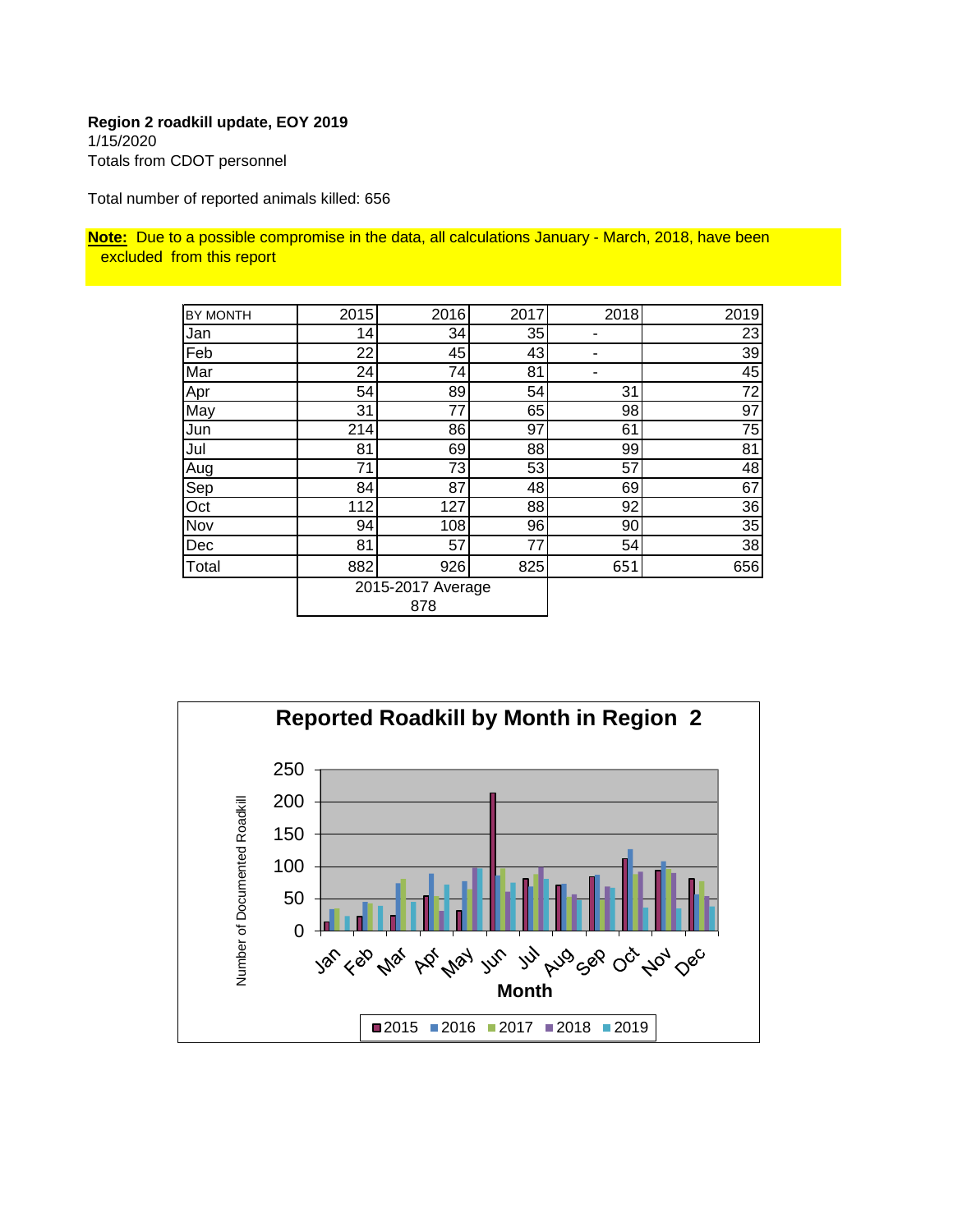**Region 2 roadkill update, EOY 2019**
1/15/2020
Totals from CDOT personnel

Total number of reported animals killed: 656

**Note:** Due to a possible compromise in the data, all calculations January - March, 2018, have been excluded from this report

| BY MONTH | 2015 | 2016 | 2017 | 2018 | 2019 |
|---|---|---|---|---|---|
| Jan | 14 | 34 | 35 | - | 23 |
| Feb | 22 | 45 | 43 | - | 39 |
| Mar | 24 | 74 | 81 | - | 45 |
| Apr | 54 | 89 | 54 | 31 | 72 |
| May | 31 | 77 | 65 | 98 | 97 |
| Jun | 214 | 86 | 97 | 61 | 75 |
| Jul | 81 | 69 | 88 | 99 | 81 |
| Aug | 71 | 73 | 53 | 57 | 48 |
| Sep | 84 | 87 | 48 | 69 | 67 |
| Oct | 112 | 127 | 88 | 92 | 36 |
| Nov | 94 | 108 | 96 | 90 | 35 |
| Dec | 81 | 57 | 77 | 54 | 38 |
| Total | 882 | 926 | 825 | 651 | 656 |
| | 2015-2017 Average 878 | | | | |

**Reported Roadkill by Month in Region 2**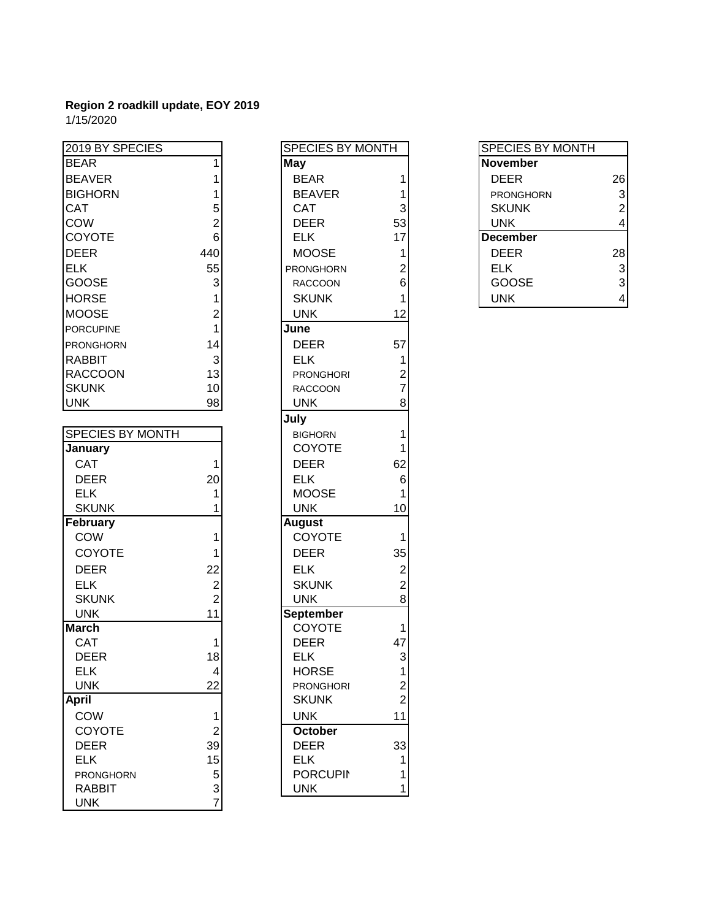**Region 2 roadkill update, EOY 2019**

1/15/2020

| 2019 BY SPECIES | |
|---|---|
| BEAR | 1 |
| BEAVER | 1 |
| BIGHORN | 1 |
| CAT | 5 |
| COW | 2 |
| COYOTE | 6 |
| DEER | 440 |
| ELK | 55 |
| GOOSE | 3 |
| HORSE | 1 |
| MOOSE | 2 |
| PORCUPINE | 1 |
| PRONGHORN | 14 |
| RABBIT | 3 |
| RACCOON | 13 |
| SKUNK | 10 |
| UNK | 98 |

| SPECIES BY MONTH | |
|---|---|
| **January** | |
| CAT | 1 |
| DEER | 20 |
| ELK | 1 |
| SKUNK | 1 |
| **February** | |
| COW | 1 |
| COYOTE | 1 |
| DEER | 22 |
| ELK | 2 |
| SKUNK | 2 |
| UNK | 11 |
| **March** | |
| CAT | 1 |
| DEER | 18 |
| ELK | 4 |
| UNK | 22 |
| **April** | |
| COW | 1 |
| COYOTE | 2 |
| DEER | 39 |
| ELK | 15 |
| PRONGHORN | 5 |
| RABBIT | 3 |
| UNK | 7 |
| **May** | |
| BEAR | 1 |
| BEAVER | 1 |
| CAT | 3 |
| DEER | 53 |
| ELK | 17 |
| MOOSE | 1 |
| PRONGHORN | 2 |
| RACCOON | 6 |
| SKUNK | 1 |
| UNK | 12 |
| **June** | |
| DEER | 57 |
| ELK | 1 |
| PRONGHORI | 2 |
| RACCOON | 7 |
| UNK | 8 |
| **July** | |
| BIGHORN | 1 |
| COYOTE | 1 |
| DEER | 62 |
| ELK | 6 |
| MOOSE | 1 |
| UNK | 10 |
| **August** | |
| COYOTE | 1 |
| DEER | 35 |
| ELK | 2 |
| SKUNK | 2 |
| UNK | 8 |
| **September** | |
| COYOTE | 1 |
| DEER | 47 |
| ELK | 3 |
| HORSE | 1 |
| PRONGHORI | 2 |
| SKUNK | 2 |
| UNK | 11 |
| **October** | |
| DEER | 33 |
| ELK | 1 |
| PORCUPII | 1 |
| UNK | 1 |
| **November** | |
| DEER | 26 |
| PRONGHORN | 3 |
| SKUNK | 2 |
| UNK | 4 |
| **December** | |
| DEER | 28 |
| ELK | 3 |
| GOOSE | 3 |
| UNK | 4 |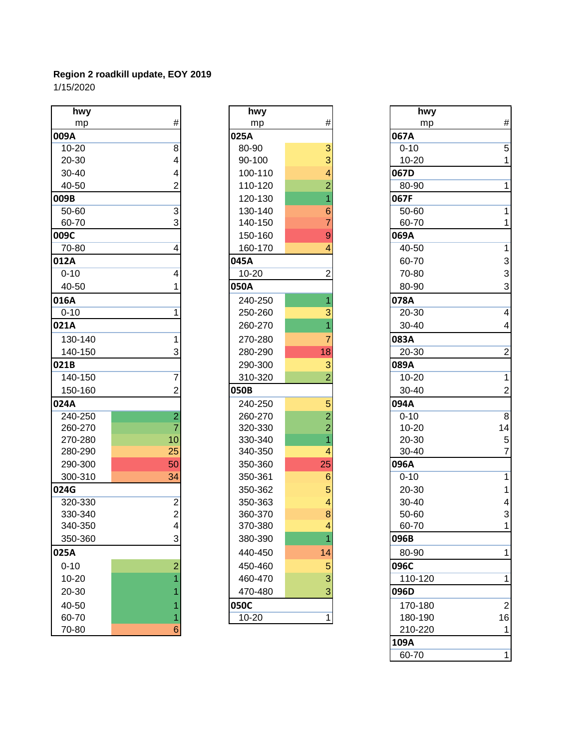**Region 2 roadkill update, EOY 2019**
1/15/2020

| hwy mp | # |
|---|---|
| **009A** | |
| 10-20 | 8 |
| 20-30 | 4 |
| 30-40 | 4 |
| 40-50 | 2 |
| **009B** | |
| 50-60 | 3 |
| 60-70 | 3 |
| **009C** | |
| 70-80 | 4 |
| **012A** | |
| 0-10 | 4 |
| 40-50 | 1 |
| **016A** | |
| 0-10 | 1 |
| **021A** | |
| 130-140 | 1 |
| 140-150 | 3 |
| **021B** | |
| 140-150 | 7 |
| 150-160 | 2 |
| **024A** | |
| 240-250 | 2 |
| 260-270 | 7 |
| 270-280 | 10 |
| 280-290 | 25 |
| 290-300 | 50 |
| 300-310 | 34 |
| **024G** | |
| 320-330 | 2 |
| 330-340 | 2 |
| 340-350 | 4 |
| 350-360 | 3 |
| **025A** | |
| 0-10 | 2 |
| 10-20 | 1 |
| 20-30 | 1 |
| 40-50 | 1 |
| 60-70 | 1 |
| 70-80 | 6 |

| hwy mp | # |
|---|---|
| **025A** | |
| 80-90 | 3 |
| 90-100 | 3 |
| 100-110 | 4 |
| 110-120 | 2 |
| 120-130 | 1 |
| 130-140 | 6 |
| 140-150 | 7 |
| 150-160 | 9 |
| 160-170 | 4 |
| **045A** | |
| 10-20 | 2 |
| **050A** | |
| 240-250 | 1 |
| 250-260 | 3 |
| 260-270 | 1 |
| 270-280 | 7 |
| 280-290 | 18 |
| 290-300 | 3 |
| 310-320 | 2 |
| **050B** | |
| 240-250 | 5 |
| 260-270 | 2 |
| 320-330 | 2 |
| 330-340 | 1 |
| 340-350 | 4 |
| 350-360 | 25 |
| 350-361 | 6 |
| 350-362 | 5 |
| 350-363 | 4 |
| 360-370 | 8 |
| 370-380 | 4 |
| 380-390 | 1 |
| 440-450 | 14 |
| 450-460 | 5 |
| 460-470 | 3 |
| 470-480 | 3 |
| **050C** | |
| 10-20 | 1 |

| hwy mp | # |
|---|---|
| **067A** | |
| 0-10 | 5 |
| 10-20 | 1 |
| **067D** | |
| 80-90 | 1 |
| **067F** | |
| 50-60 | 1 |
| 60-70 | 1 |
| **069A** | |
| 40-50 | 1 |
| 60-70 | 3 |
| 70-80 | 3 |
| 80-90 | 3 |
| **078A** | |
| 20-30 | 4 |
| 30-40 | 4 |
| **083A** | |
| 20-30 | 2 |
| **089A** | |
| 10-20 | 1 |
| 30-40 | 2 |
| **094A** | |
| 0-10 | 8 |
| 10-20 | 14 |
| 20-30 | 5 |
| 30-40 | 7 |
| **096A** | |
| 0-10 | 1 |
| 20-30 | 1 |
| 30-40 | 4 |
| 50-60 | 3 |
| 60-70 | 1 |
| **096B** | |
| 80-90 | 1 |
| **096C** | |
| 110-120 | 1 |
| **096D** | |
| 170-180 | 2 |
| 180-190 | 16 |
| 210-220 | 1 |
| **109A** | |
| 60-70 | 1 |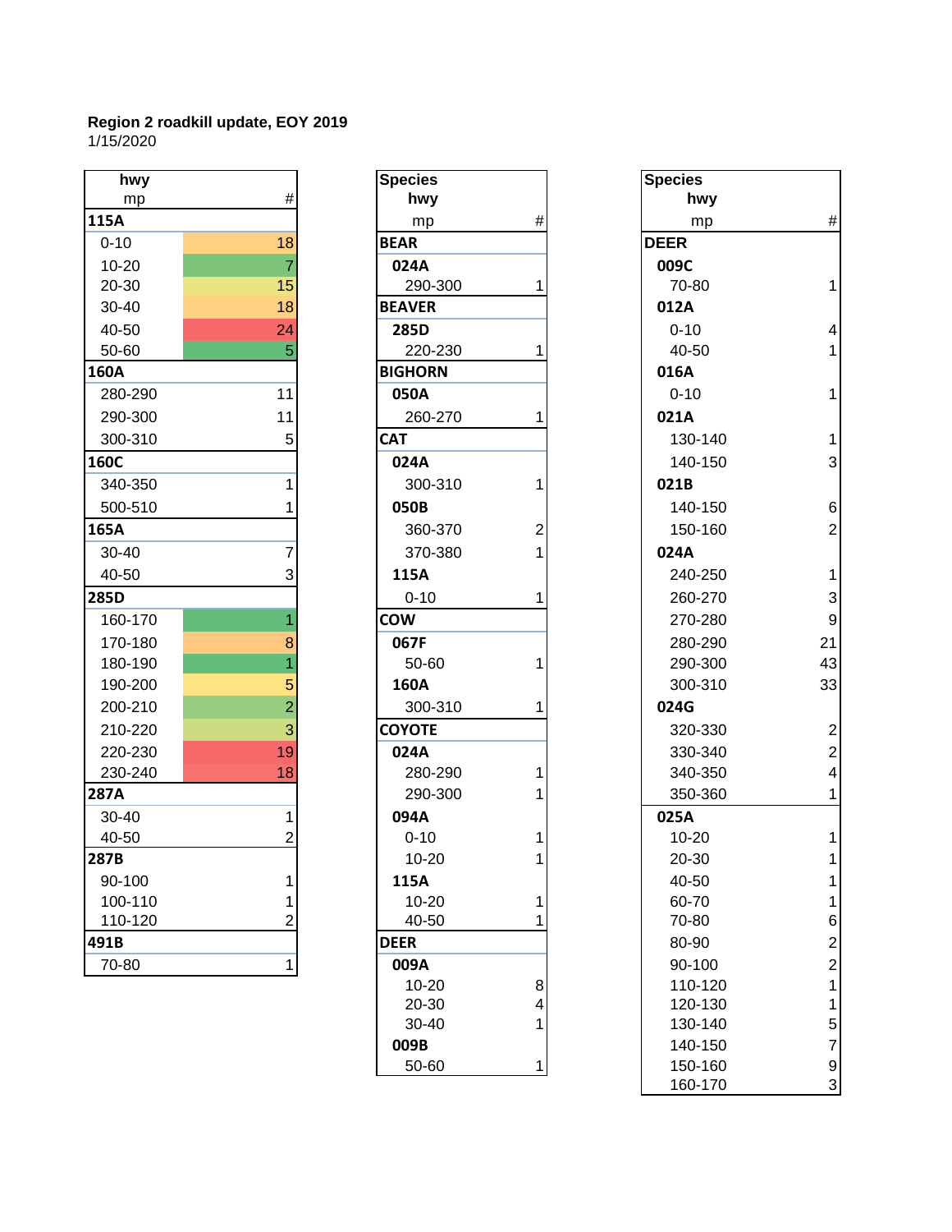**Region 2 roadkill update, EOY 2019**
1/15/2020

| hwy mp | # |
|---|---|
| **115A** | |
| 0-10 | 18 |
| 10-20 | 7 |
| 20-30 | 15 |
| 30-40 | 18 |
| 40-50 | 24 |
| 50-60 | 5 |
| **160A** | |
| 280-290 | 11 |
| 290-300 | 11 |
| 300-310 | 5 |
| **160C** | |
| 340-350 | 1 |
| 500-510 | 1 |
| **165A** | |
| 30-40 | 7 |
| 40-50 | 3 |
| **285D** | |
| 160-170 | 1 |
| 170-180 | 8 |
| 180-190 | 1 |
| 190-200 | 5 |
| 200-210 | 2 |
| 210-220 | 3 |
| 220-230 | 19 |
| 230-240 | 18 |
| **287A** | |
| 30-40 | 1 |
| 40-50 | 2 |
| **287B** | |
| 90-100 | 1 |
| 100-110 | 1 |
| 110-120 | 2 |
| **491B** | |
| 70-80 | 1 |

| Species hwy mp | # |
|---|---|
| **BEAR** | |
| **024A** | |
| 290-300 | 1 |
| **BEAVER** | |
| **285D** | |
| 220-230 | 1 |
| **BIGHORN** | |
| **050A** | |
| 260-270 | 1 |
| **CAT** | |
| **024A** | |
| 300-310 | 1 |
| **050B** | |
| 360-370 | 2 |
| 370-380 | 1 |
| **115A** | |
| 0-10 | 1 |
| **COW** | |
| **067F** | |
| 50-60 | 1 |
| **160A** | |
| 300-310 | 1 |
| **COYOTE** | |
| **024A** | |
| 280-290 | 1 |
| 290-300 | 1 |
| **094A** | |
| 0-10 | 1 |
| 10-20 | 1 |
| **115A** | |
| 10-20 | 1 |
| 40-50 | 1 |
| **DEER** | |
| **009A** | |
| 10-20 | 8 |
| 20-30 | 4 |
| 30-40 | 1 |
| **009B** | |
| 50-60 | 1 |

| Species hwy mp | # |
|---|---|
| **DEER** | |
| **009C** | |
| 70-80 | 1 |
| **012A** | |
| 0-10 | 4 |
| 40-50 | 1 |
| **016A** | |
| 0-10 | 1 |
| **021A** | |
| 130-140 | 1 |
| 140-150 | 3 |
| **021B** | |
| 140-150 | 6 |
| 150-160 | 2 |
| **024A** | |
| 240-250 | 1 |
| 260-270 | 3 |
| 270-280 | 9 |
| 280-290 | 21 |
| 290-300 | 43 |
| 300-310 | 33 |
| **024G** | |
| 320-330 | 2 |
| 330-340 | 2 |
| 340-350 | 4 |
| 350-360 | 1 |
| **025A** | |
| 10-20 | 1 |
| 20-30 | 1 |
| 40-50 | 1 |
| 60-70 | 1 |
| 70-80 | 6 |
| 80-90 | 2 |
| 90-100 | 2 |
| 110-120 | 1 |
| 120-130 | 1 |
| 130-140 | 5 |
| 140-150 | 7 |
| 150-160 | 9 |
| 160-170 | 3 |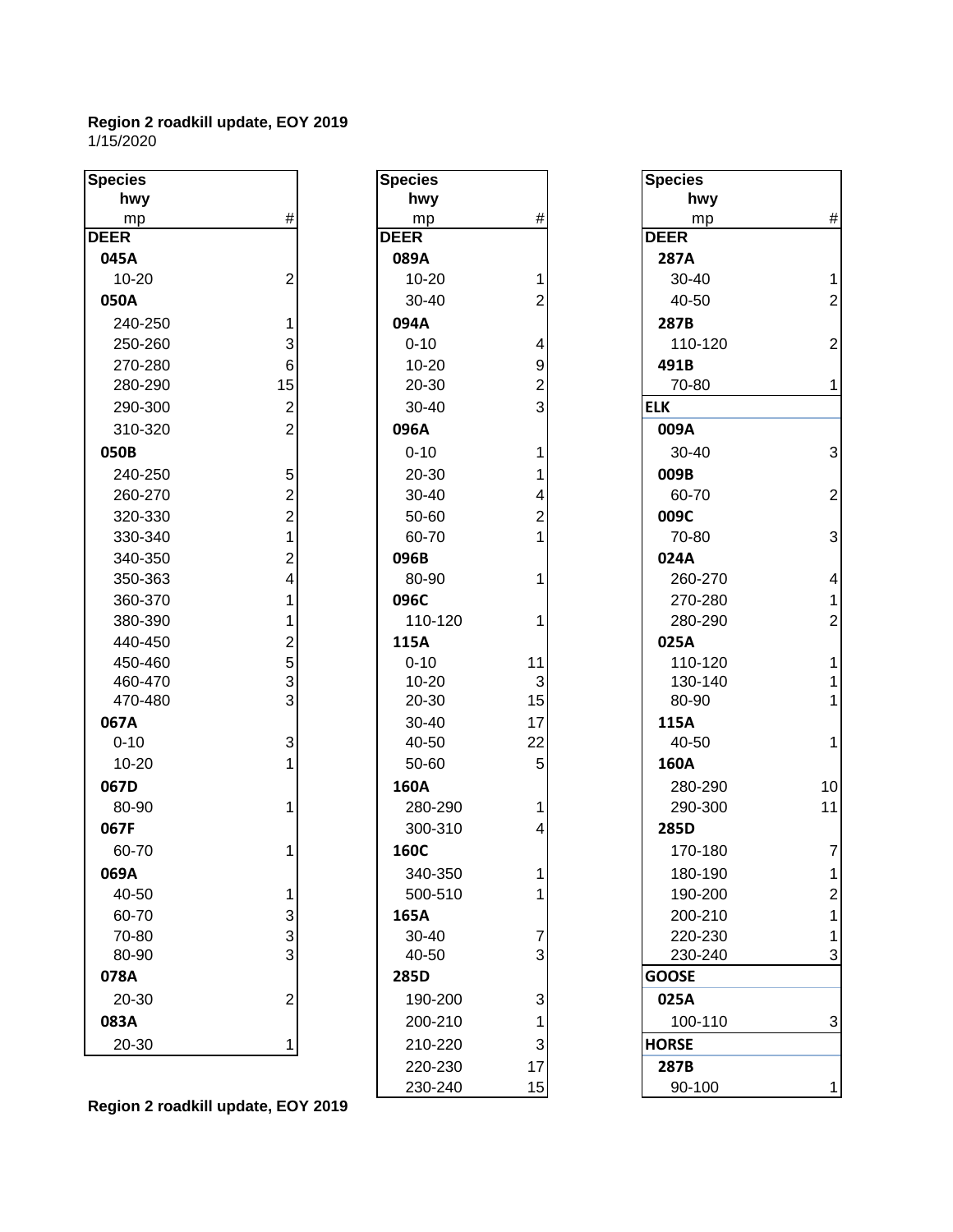**Region 2 roadkill update, EOY 2019**
1/15/2020

| Species / hwy / mp | # |
|---|---|
| **DEER** | |
| **045A** | |
| 10-20 | 2 |
| **050A** | |
| 240-250 | 1 |
| 250-260 | 3 |
| 270-280 | 6 |
| 280-290 | 15 |
| 290-300 | 2 |
| 310-320 | 2 |
| **050B** | |
| 240-250 | 5 |
| 260-270 | 2 |
| 320-330 | 2 |
| 330-340 | 1 |
| 340-350 | 2 |
| 350-363 | 4 |
| 360-370 | 1 |
| 380-390 | 1 |
| 440-450 | 2 |
| 450-460 | 5 |
| 460-470 | 3 |
| 470-480 | 3 |
| **067A** | |
| 0-10 | 3 |
| 10-20 | 1 |
| **067D** | |
| 80-90 | 1 |
| **067F** | |
| 60-70 | 1 |
| **069A** | |
| 40-50 | 1 |
| 60-70 | 3 |
| 70-80 | 3 |
| 80-90 | 3 |
| **078A** | |
| 20-30 | 2 |
| **083A** | |
| 20-30 | 1 |

| Species / hwy / mp | # |
|---|---|
| **DEER** | |
| **089A** | |
| 10-20 | 1 |
| 30-40 | 2 |
| **094A** | |
| 0-10 | 4 |
| 10-20 | 9 |
| 20-30 | 2 |
| 30-40 | 3 |
| **096A** | |
| 0-10 | 1 |
| 20-30 | 1 |
| 30-40 | 4 |
| 50-60 | 2 |
| 60-70 | 1 |
| **096B** | |
| 80-90 | 1 |
| **096C** | |
| 110-120 | 1 |
| **115A** | |
| 0-10 | 11 |
| 10-20 | 3 |
| 20-30 | 15 |
| 30-40 | 17 |
| 40-50 | 22 |
| 50-60 | 5 |
| **160A** | |
| 280-290 | 1 |
| 300-310 | 4 |
| **160C** | |
| 340-350 | 1 |
| 500-510 | 1 |
| **165A** | |
| 30-40 | 7 |
| 40-50 | 3 |
| **285D** | |
| 190-200 | 3 |
| 200-210 | 1 |
| 210-220 | 3 |
| 220-230 | 17 |
| 230-240 | 15 |

| Species / hwy / mp | # |
|---|---|
| **DEER** | |
| **287A** | |
| 30-40 | 1 |
| 40-50 | 2 |
| **287B** | |
| 110-120 | 2 |
| **491B** | |
| 70-80 | 1 |
| **ELK** | |
| **009A** | |
| 30-40 | 3 |
| **009B** | |
| 60-70 | 2 |
| **009C** | |
| 70-80 | 3 |
| **024A** | |
| 260-270 | 4 |
| 270-280 | 1 |
| 280-290 | 2 |
| **025A** | |
| 110-120 | 1 |
| 130-140 | 1 |
| 80-90 | 1 |
| **115A** | |
| 40-50 | 1 |
| **160A** | |
| 280-290 | 10 |
| 290-300 | 11 |
| **285D** | |
| 170-180 | 7 |
| 180-190 | 1 |
| 190-200 | 2 |
| 200-210 | 1 |
| 220-230 | 1 |
| 230-240 | 3 |
| **GOOSE** | |
| **025A** | |
| 100-110 | 3 |
| **HORSE** | |
| **287B** | |
| 90-100 | 1 |

**Region 2 roadkill update, EOY 2019**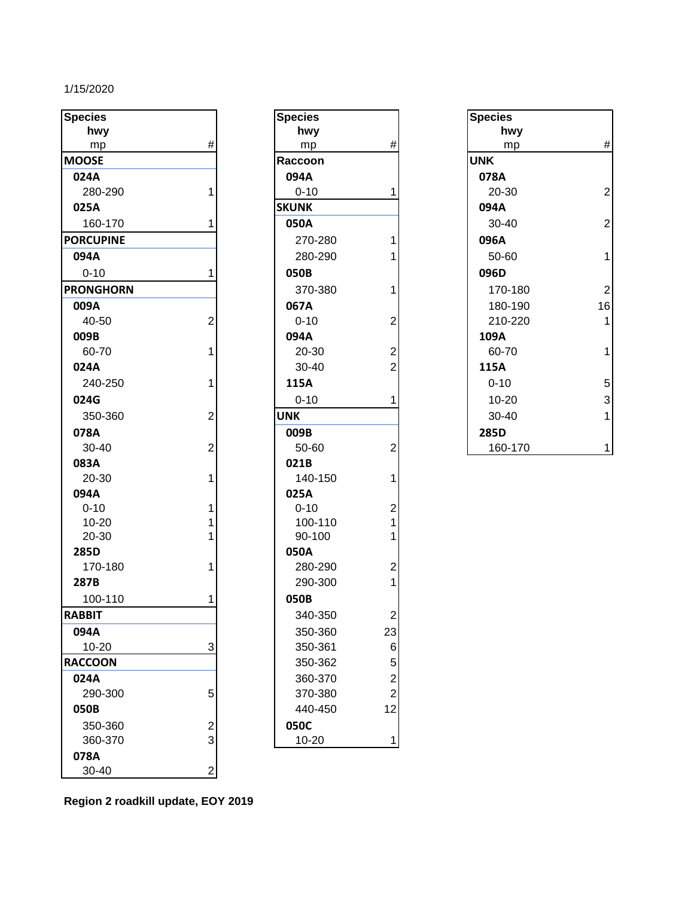1/15/2020

| Species hwy mp | # |
|---|---|
| **MOOSE** | |
| **024A** | |
| 280-290 | 1 |
| **025A** | |
| 160-170 | 1 |
| **PORCUPINE** | |
| **094A** | |
| 0-10 | 1 |
| **PRONGHORN** | |
| **009A** | |
| 40-50 | 2 |
| **009B** | |
| 60-70 | 1 |
| **024A** | |
| 240-250 | 1 |
| **024G** | |
| 350-360 | 2 |
| **078A** | |
| 30-40 | 2 |
| **083A** | |
| 20-30 | 1 |
| **094A** | |
| 0-10 | 1 |
| 10-20 | 1 |
| 20-30 | 1 |
| **285D** | |
| 170-180 | 1 |
| **287B** | |
| 100-110 | 1 |
| **RABBIT** | |
| **094A** | |
| 10-20 | 3 |
| **RACCOON** | |
| **024A** | |
| 290-300 | 5 |
| **050B** | |
| 350-360 | 2 |
| 360-370 | 3 |
| **078A** | |
| 30-40 | 2 |

| Species hwy mp | # |
|---|---|
| **Raccoon** | |
| **094A** | |
| 0-10 | 1 |
| **SKUNK** | |
| **050A** | |
| 270-280 | 1 |
| 280-290 | 1 |
| **050B** | |
| 370-380 | 1 |
| **067A** | |
| 0-10 | 2 |
| **094A** | |
| 20-30 | 2 |
| 30-40 | 2 |
| **115A** | |
| 0-10 | 1 |
| **UNK** | |
| **009B** | |
| 50-60 | 2 |
| **021B** | |
| 140-150 | 1 |
| **025A** | |
| 0-10 | 2 |
| 100-110 | 1 |
| 90-100 | 1 |
| **050A** | |
| 280-290 | 2 |
| 290-300 | 1 |
| **050B** | |
| 340-350 | 2 |
| 350-360 | 23 |
| 350-361 | 6 |
| 350-362 | 5 |
| 360-370 | 2 |
| 370-380 | 2 |
| 440-450 | 12 |
| **050C** | |
| 10-20 | 1 |

| Species hwy mp | # |
|---|---|
| **UNK** | |
| **078A** | |
| 20-30 | 2 |
| **094A** | |
| 30-40 | 2 |
| **096A** | |
| 50-60 | 1 |
| **096D** | |
| 170-180 | 2 |
| 180-190 | 16 |
| 210-220 | 1 |
| **109A** | |
| 60-70 | 1 |
| **115A** | |
| 0-10 | 5 |
| 10-20 | 3 |
| 30-40 | 1 |
| **285D** | |
| 160-170 | 1 |

**Region 2 roadkill update, EOY 2019**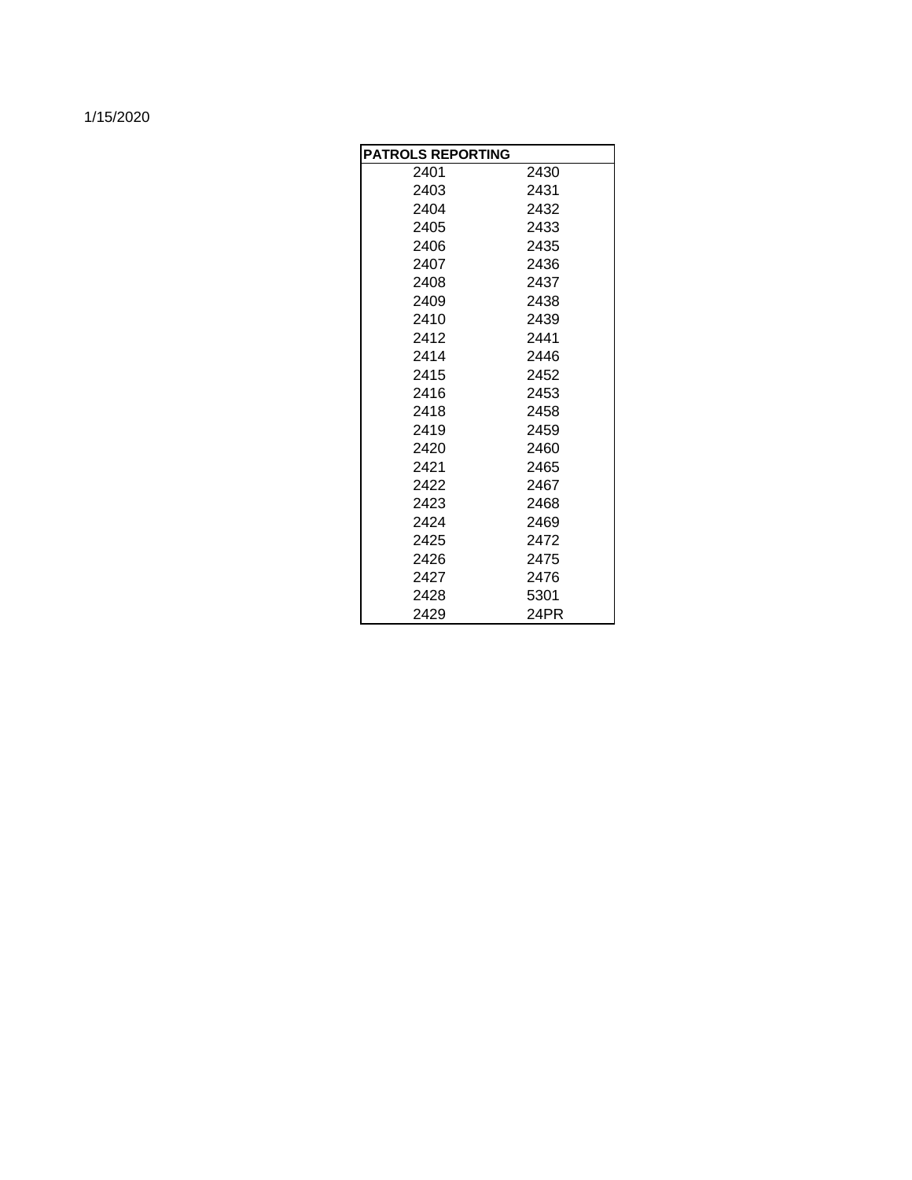1/15/2020

| PATROLS REPORTING | |
|---|---|
| 2401 | 2430 |
| 2403 | 2431 |
| 2404 | 2432 |
| 2405 | 2433 |
| 2406 | 2435 |
| 2407 | 2436 |
| 2408 | 2437 |
| 2409 | 2438 |
| 2410 | 2439 |
| 2412 | 2441 |
| 2414 | 2446 |
| 2415 | 2452 |
| 2416 | 2453 |
| 2418 | 2458 |
| 2419 | 2459 |
| 2420 | 2460 |
| 2421 | 2465 |
| 2422 | 2467 |
| 2423 | 2468 |
| 2424 | 2469 |
| 2425 | 2472 |
| 2426 | 2475 |
| 2427 | 2476 |
| 2428 | 5301 |
| 2429 | 24PR |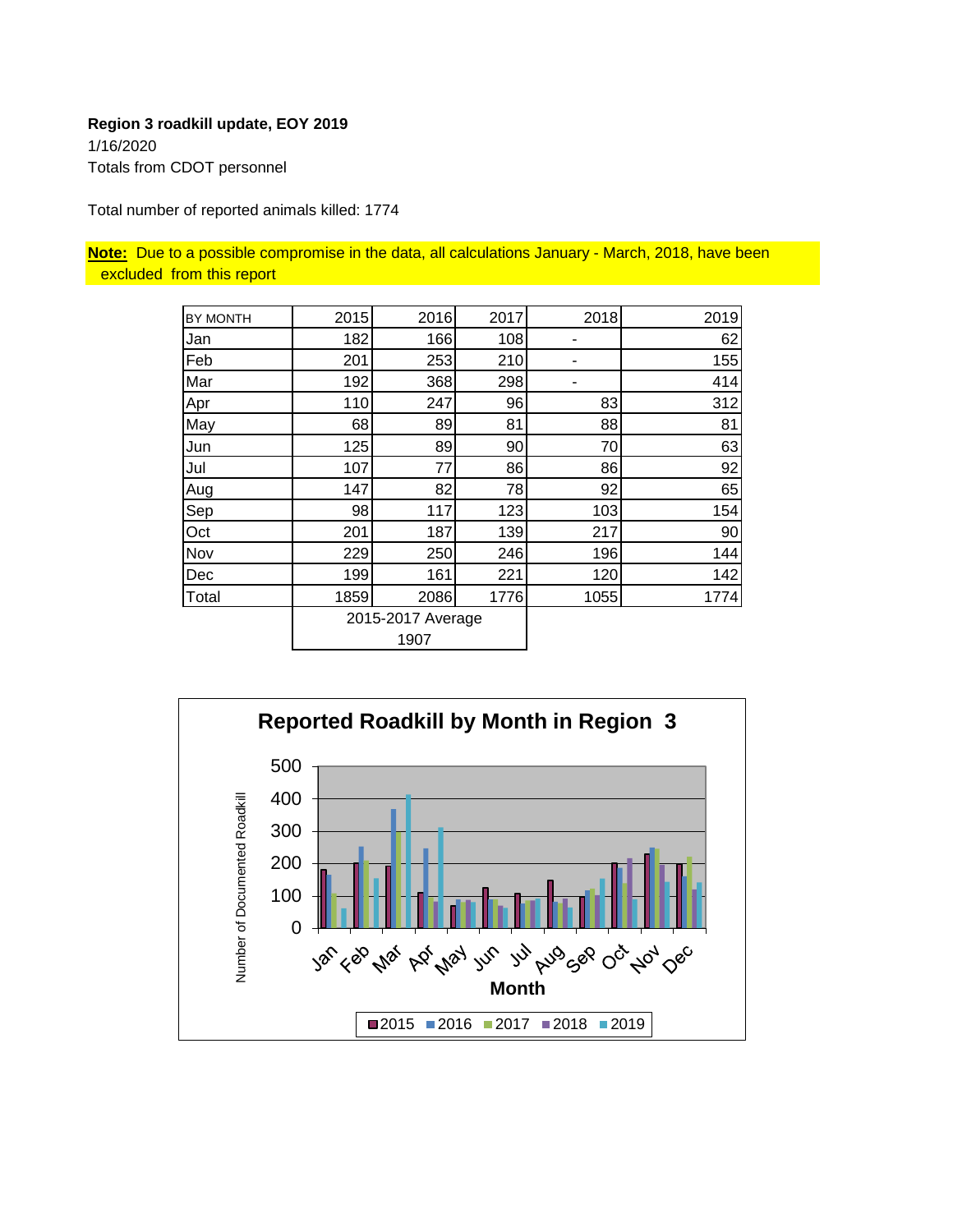**Region 3 roadkill update, EOY 2019**

1/16/2020

Totals from CDOT personnel

Total number of reported animals killed: 1774

**Note:** Due to a possible compromise in the data, all calculations January - March, 2018, have been excluded from this report

| BY MONTH | 2015 | 2016 | 2017 | 2018 | 2019 |
|---|---|---|---|---|---|
| Jan | 182 | 166 | 108 | - | 62 |
| Feb | 201 | 253 | 210 | - | 155 |
| Mar | 192 | 368 | 298 | - | 414 |
| Apr | 110 | 247 | 96 | 83 | 312 |
| May | 68 | 89 | 81 | 88 | 81 |
| Jun | 125 | 89 | 90 | 70 | 63 |
| Jul | 107 | 77 | 86 | 86 | 92 |
| Aug | 147 | 82 | 78 | 92 | 65 |
| Sep | 98 | 117 | 123 | 103 | 154 |
| Oct | 201 | 187 | 139 | 217 | 90 |
| Nov | 229 | 250 | 246 | 196 | 144 |
| Dec | 199 | 161 | 221 | 120 | 142 |
| Total | 1859 | 2086 | 1776 | 1055 | 1774 |
| | 2015-2017 Average 1907 | | | | |

**Reported Roadkill by Month in Region 3**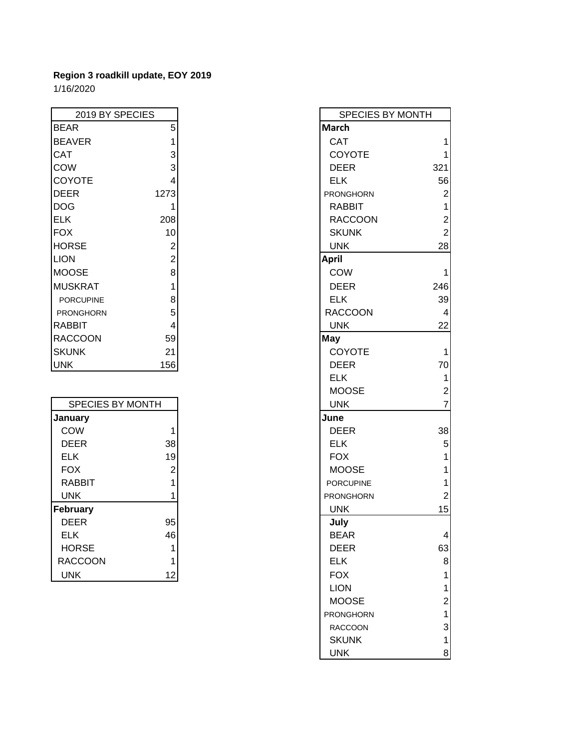**Region 3 roadkill update, EOY 2019**

1/16/2020

| 2019 BY SPECIES | |
|---|---|
| BEAR | 5 |
| BEAVER | 1 |
| CAT | 3 |
| COW | 3 |
| COYOTE | 4 |
| DEER | 1273 |
| DOG | 1 |
| ELK | 208 |
| FOX | 10 |
| HORSE | 2 |
| LION | 2 |
| MOOSE | 8 |
| MUSKRAT | 1 |
| PORCUPINE | 8 |
| PRONGHORN | 5 |
| RABBIT | 4 |
| RACCOON | 59 |
| SKUNK | 21 |
| UNK | 156 |

| SPECIES BY MONTH | |
|---|---|
| **January** | |
| COW | 1 |
| DEER | 38 |
| ELK | 19 |
| FOX | 2 |
| RABBIT | 1 |
| UNK | 1 |
| **February** | |
| DEER | 95 |
| ELK | 46 |
| HORSE | 1 |
| RACCOON | 1 |
| UNK | 12 |
| **March** | |
| CAT | 1 |
| COYOTE | 1 |
| DEER | 321 |
| ELK | 56 |
| PRONGHORN | 2 |
| RABBIT | 1 |
| RACCOON | 2 |
| SKUNK | 2 |
| UNK | 28 |
| **April** | |
| COW | 1 |
| DEER | 246 |
| ELK | 39 |
| RACCOON | 4 |
| UNK | 22 |
| **May** | |
| COYOTE | 1 |
| DEER | 70 |
| ELK | 1 |
| MOOSE | 2 |
| UNK | 7 |
| **June** | |
| DEER | 38 |
| ELK | 5 |
| FOX | 1 |
| MOOSE | 1 |
| PORCUPINE | 1 |
| PRONGHORN | 2 |
| UNK | 15 |
| **July** | |
| BEAR | 4 |
| DEER | 63 |
| ELK | 8 |
| FOX | 1 |
| LION | 1 |
| MOOSE | 2 |
| PRONGHORN | 1 |
| RACCOON | 3 |
| SKUNK | 1 |
| UNK | 8 |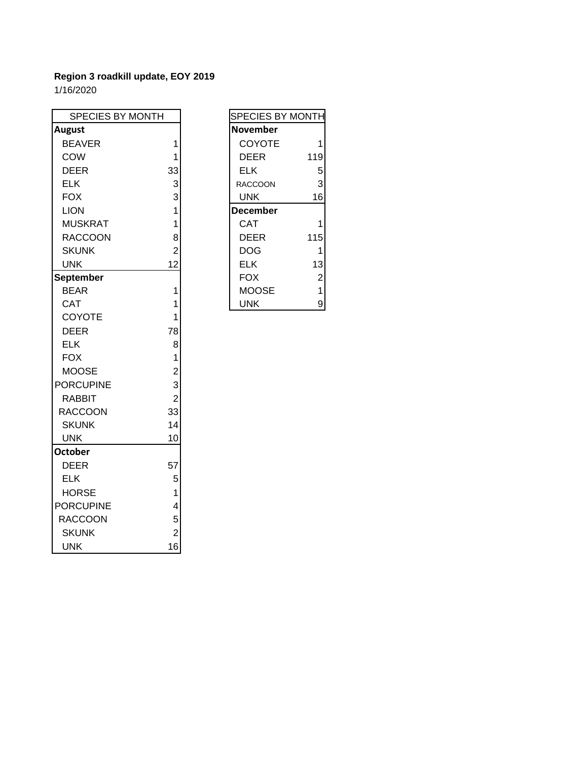**Region 3 roadkill update, EOY 2019**

1/16/2020

| SPECIES BY MONTH | |
|---|---|
| **August** | |
| BEAVER | 1 |
| COW | 1 |
| DEER | 33 |
| ELK | 3 |
| FOX | 3 |
| LION | 1 |
| MUSKRAT | 1 |
| RACCOON | 8 |
| SKUNK | 2 |
| UNK | 12 |
| **September** | |
| BEAR | 1 |
| CAT | 1 |
| COYOTE | 1 |
| DEER | 78 |
| ELK | 8 |
| FOX | 1 |
| MOOSE | 2 |
| PORCUPINE | 3 |
| RABBIT | 2 |
| RACCOON | 33 |
| SKUNK | 14 |
| UNK | 10 |
| **October** | |
| DEER | 57 |
| ELK | 5 |
| HORSE | 1 |
| PORCUPINE | 4 |
| RACCOON | 5 |
| SKUNK | 2 |
| UNK | 16 |

| SPECIES BY MONTH | |
|---|---|
| **November** | |
| COYOTE | 1 |
| DEER | 119 |
| ELK | 5 |
| RACCOON | 3 |
| UNK | 16 |
| **December** | |
| CAT | 1 |
| DEER | 115 |
| DOG | 1 |
| ELK | 13 |
| FOX | 2 |
| MOOSE | 1 |
| UNK | 9 |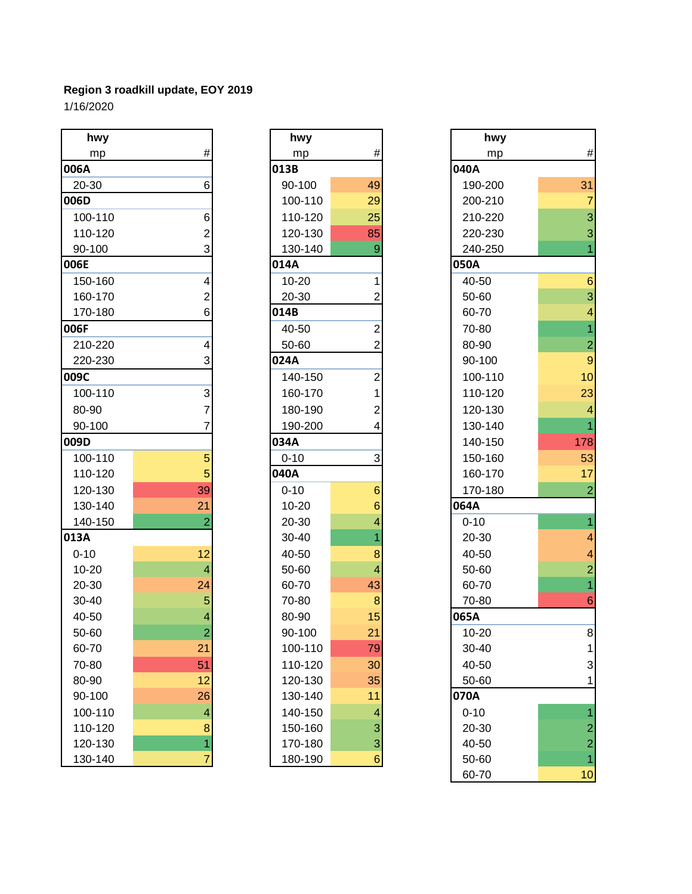**Region 3 roadkill update, EOY 2019**

1/16/2020

| hwy mp | # |
|---|---|
| **006A** | |
| 20-30 | 6 |
| **006D** | |
| 100-110 | 6 |
| 110-120 | 2 |
| 90-100 | 3 |
| **006E** | |
| 150-160 | 4 |
| 160-170 | 2 |
| 170-180 | 6 |
| **006F** | |
| 210-220 | 4 |
| 220-230 | 3 |
| **009C** | |
| 100-110 | 3 |
| 80-90 | 7 |
| 90-100 | 7 |
| **009D** | |
| 100-110 | 5 |
| 110-120 | 5 |
| 120-130 | 39 |
| 130-140 | 21 |
| 140-150 | 2 |
| **013A** | |
| 0-10 | 12 |
| 10-20 | 4 |
| 20-30 | 24 |
| 30-40 | 5 |
| 40-50 | 4 |
| 50-60 | 2 |
| 60-70 | 21 |
| 70-80 | 51 |
| 80-90 | 12 |
| 90-100 | 26 |
| 100-110 | 4 |
| 110-120 | 8 |
| 120-130 | 1 |
| 130-140 | 7 |

| hwy mp | # |
|---|---|
| **013B** | |
| 90-100 | 49 |
| 100-110 | 29 |
| 110-120 | 25 |
| 120-130 | 85 |
| 130-140 | 9 |
| **014A** | |
| 10-20 | 1 |
| 20-30 | 2 |
| **014B** | |
| 40-50 | 2 |
| 50-60 | 2 |
| **024A** | |
| 140-150 | 2 |
| 160-170 | 1 |
| 180-190 | 2 |
| 190-200 | 4 |
| **034A** | |
| 0-10 | 3 |
| **040A** | |
| 0-10 | 6 |
| 10-20 | 6 |
| 20-30 | 4 |
| 30-40 | 1 |
| 40-50 | 8 |
| 50-60 | 4 |
| 60-70 | 43 |
| 70-80 | 8 |
| 80-90 | 15 |
| 90-100 | 21 |
| 100-110 | 79 |
| 110-120 | 30 |
| 120-130 | 35 |
| 130-140 | 11 |
| 140-150 | 4 |
| 150-160 | 3 |
| 170-180 | 3 |
| 180-190 | 6 |

| hwy mp | # |
|---|---|
| **040A** | |
| 190-200 | 31 |
| 200-210 | 7 |
| 210-220 | 3 |
| 220-230 | 3 |
| 240-250 | 1 |
| **050A** | |
| 40-50 | 6 |
| 50-60 | 3 |
| 60-70 | 4 |
| 70-80 | 1 |
| 80-90 | 2 |
| 90-100 | 9 |
| 100-110 | 10 |
| 110-120 | 23 |
| 120-130 | 4 |
| 130-140 | 1 |
| 140-150 | 178 |
| 150-160 | 53 |
| 160-170 | 17 |
| 170-180 | 2 |
| **064A** | |
| 0-10 | 1 |
| 20-30 | 4 |
| 40-50 | 4 |
| 50-60 | 2 |
| 60-70 | 1 |
| 70-80 | 6 |
| **065A** | |
| 10-20 | 8 |
| 30-40 | 1 |
| 40-50 | 3 |
| 50-60 | 1 |
| **070A** | |
| 0-10 | 1 |
| 20-30 | 2 |
| 40-50 | 2 |
| 50-60 | 1 |
| 60-70 | 10 |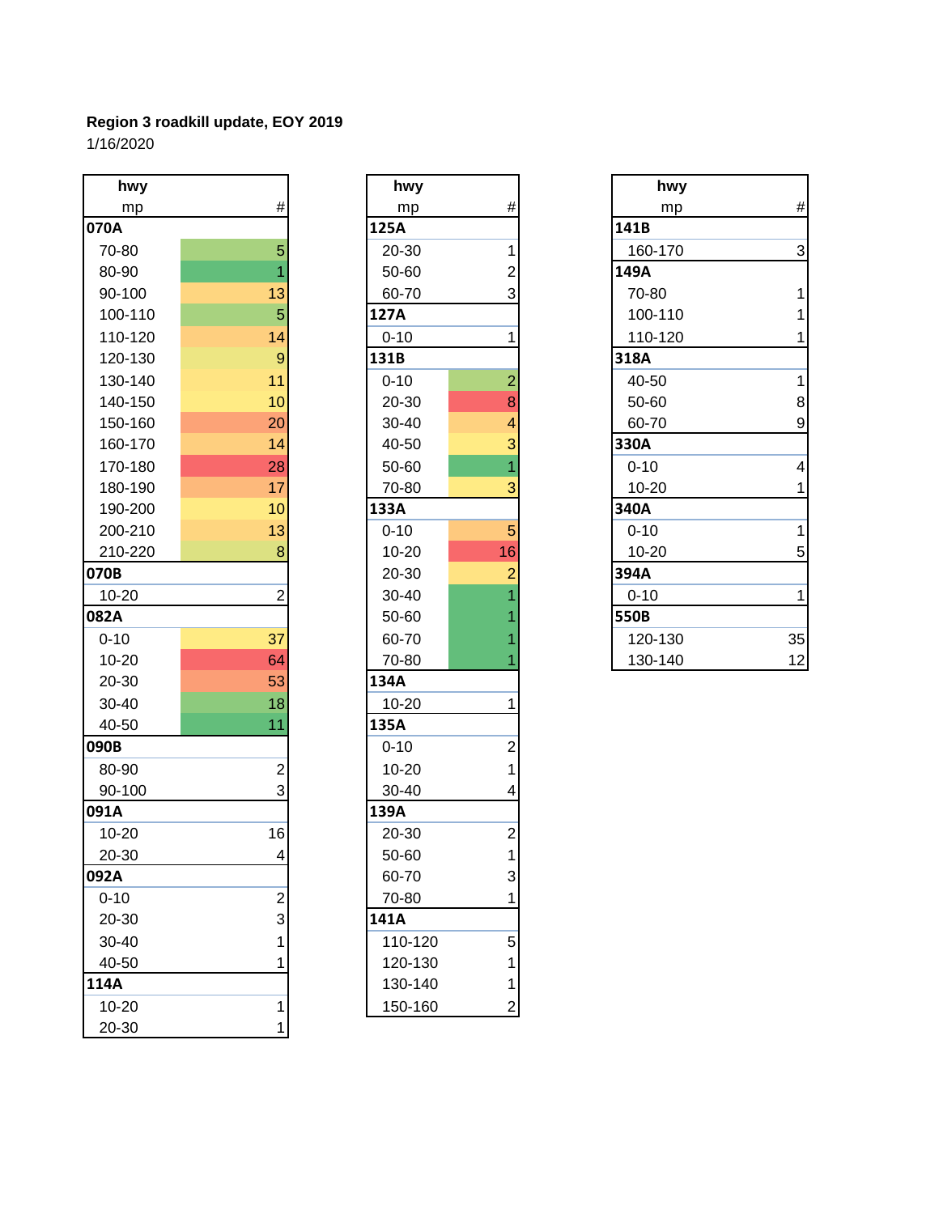**Region 3 roadkill update, EOY 2019**

1/16/2020

| hwy mp | # |
|---|---|
| **070A** | |
| 70-80 | 5 |
| 80-90 | 1 |
| 90-100 | 13 |
| 100-110 | 5 |
| 110-120 | 14 |
| 120-130 | 9 |
| 130-140 | 11 |
| 140-150 | 10 |
| 150-160 | 20 |
| 160-170 | 14 |
| 170-180 | 28 |
| 180-190 | 17 |
| 190-200 | 10 |
| 200-210 | 13 |
| 210-220 | 8 |
| **070B** | |
| 10-20 | 2 |
| **082A** | |
| 0-10 | 37 |
| 10-20 | 64 |
| 20-30 | 53 |
| 30-40 | 18 |
| 40-50 | 11 |
| **090B** | |
| 80-90 | 2 |
| 90-100 | 3 |
| **091A** | |
| 10-20 | 16 |
| 20-30 | 4 |
| **092A** | |
| 0-10 | 2 |
| 20-30 | 3 |
| 30-40 | 1 |
| 40-50 | 1 |
| **114A** | |
| 10-20 | 1 |
| 20-30 | 1 |

| hwy mp | # |
|---|---|
| **125A** | |
| 20-30 | 1 |
| 50-60 | 2 |
| 60-70 | 3 |
| **127A** | |
| 0-10 | 1 |
| **131B** | |
| 0-10 | 2 |
| 20-30 | 8 |
| 30-40 | 4 |
| 40-50 | 3 |
| 50-60 | 1 |
| 70-80 | 3 |
| **133A** | |
| 0-10 | 5 |
| 10-20 | 16 |
| 20-30 | 2 |
| 30-40 | 1 |
| 50-60 | 1 |
| 60-70 | 1 |
| 70-80 | 1 |
| **134A** | |
| 10-20 | 1 |
| **135A** | |
| 0-10 | 2 |
| 10-20 | 1 |
| 30-40 | 4 |
| **139A** | |
| 20-30 | 2 |
| 50-60 | 1 |
| 60-70 | 3 |
| 70-80 | 1 |
| **141A** | |
| 110-120 | 5 |
| 120-130 | 1 |
| 130-140 | 1 |
| 150-160 | 2 |

| hwy mp | # |
|---|---|
| **141B** | |
| 160-170 | 3 |
| **149A** | |
| 70-80 | 1 |
| 100-110 | 1 |
| 110-120 | 1 |
| **318A** | |
| 40-50 | 1 |
| 50-60 | 8 |
| 60-70 | 9 |
| **330A** | |
| 0-10 | 4 |
| 10-20 | 1 |
| **340A** | |
| 0-10 | 1 |
| 10-20 | 5 |
| **394A** | |
| 0-10 | 1 |
| **550B** | |
| 120-130 | 35 |
| 130-140 | 12 |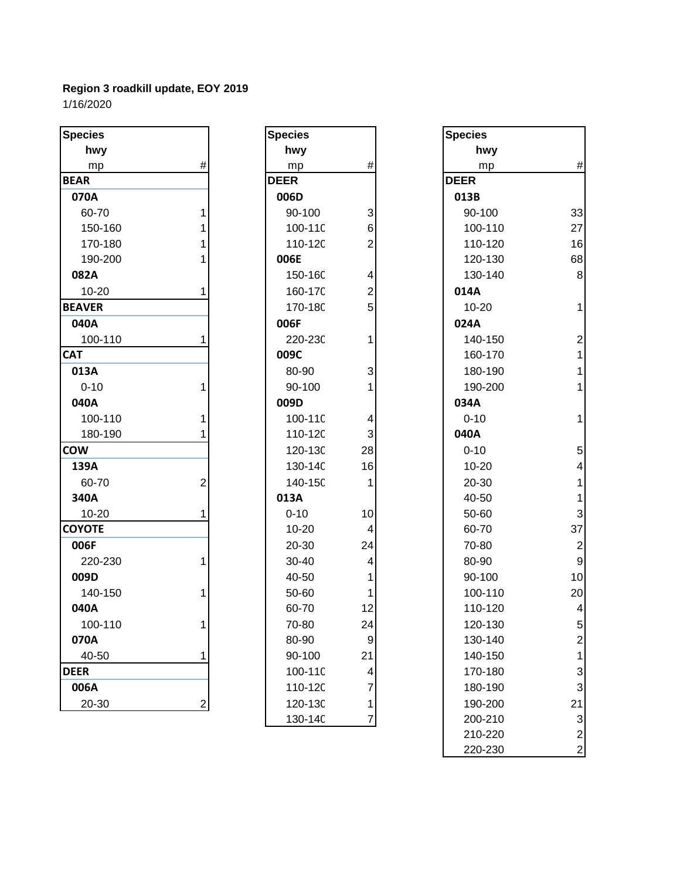**Region 3 roadkill update, EOY 2019**

1/16/2020

| Species<br>hwy<br>mp | # |
|---|---|
| **BEAR** | |
| **070A** | |
| 60-70 | 1 |
| 150-160 | 1 |
| 170-180 | 1 |
| 190-200 | 1 |
| **082A** | |
| 10-20 | 1 |
| **BEAVER** | |
| **040A** | |
| 100-110 | 1 |
| **CAT** | |
| **013A** | |
| 0-10 | 1 |
| **040A** | |
| 100-110 | 1 |
| 180-190 | 1 |
| **COW** | |
| **139A** | |
| 60-70 | 2 |
| **340A** | |
| 10-20 | 1 |
| **COYOTE** | |
| **006F** | |
| 220-230 | 1 |
| **009D** | |
| 140-150 | 1 |
| **040A** | |
| 100-110 | 1 |
| **070A** | |
| 40-50 | 1 |
| **DEER** | |
| **006A** | |
| 20-30 | 2 |

| Species<br>hwy<br>mp | # |
|---|---|
| **DEER** | |
| **006D** | |
| 90-100 | 3 |
| 100-110 | 6 |
| 110-120 | 2 |
| **006E** | |
| 150-160 | 4 |
| 160-170 | 2 |
| 170-180 | 5 |
| **006F** | |
| 220-230 | 1 |
| **009C** | |
| 80-90 | 3 |
| 90-100 | 1 |
| **009D** | |
| 100-110 | 4 |
| 110-120 | 3 |
| 120-130 | 28 |
| 130-140 | 16 |
| 140-150 | 1 |
| **013A** | |
| 0-10 | 10 |
| 10-20 | 4 |
| 20-30 | 24 |
| 30-40 | 4 |
| 40-50 | 1 |
| 50-60 | 1 |
| 60-70 | 12 |
| 70-80 | 24 |
| 80-90 | 9 |
| 90-100 | 21 |
| 100-110 | 4 |
| 110-120 | 7 |
| 120-130 | 1 |
| 130-140 | 7 |

| Species<br>hwy<br>mp | # |
|---|---|
| **DEER** | |
| **013B** | |
| 90-100 | 33 |
| 100-110 | 27 |
| 110-120 | 16 |
| 120-130 | 68 |
| 130-140 | 8 |
| **014A** | |
| 10-20 | 1 |
| **024A** | |
| 140-150 | 2 |
| 160-170 | 1 |
| 180-190 | 1 |
| 190-200 | 1 |
| **034A** | |
| 0-10 | 1 |
| **040A** | |
| 0-10 | 5 |
| 10-20 | 4 |
| 20-30 | 1 |
| 40-50 | 1 |
| 50-60 | 3 |
| 60-70 | 37 |
| 70-80 | 2 |
| 80-90 | 9 |
| 90-100 | 10 |
| 100-110 | 20 |
| 110-120 | 4 |
| 120-130 | 5 |
| 130-140 | 2 |
| 140-150 | 1 |
| 170-180 | 3 |
| 180-190 | 3 |
| 190-200 | 21 |
| 200-210 | 3 |
| 210-220 | 2 |
| 220-230 | 2 |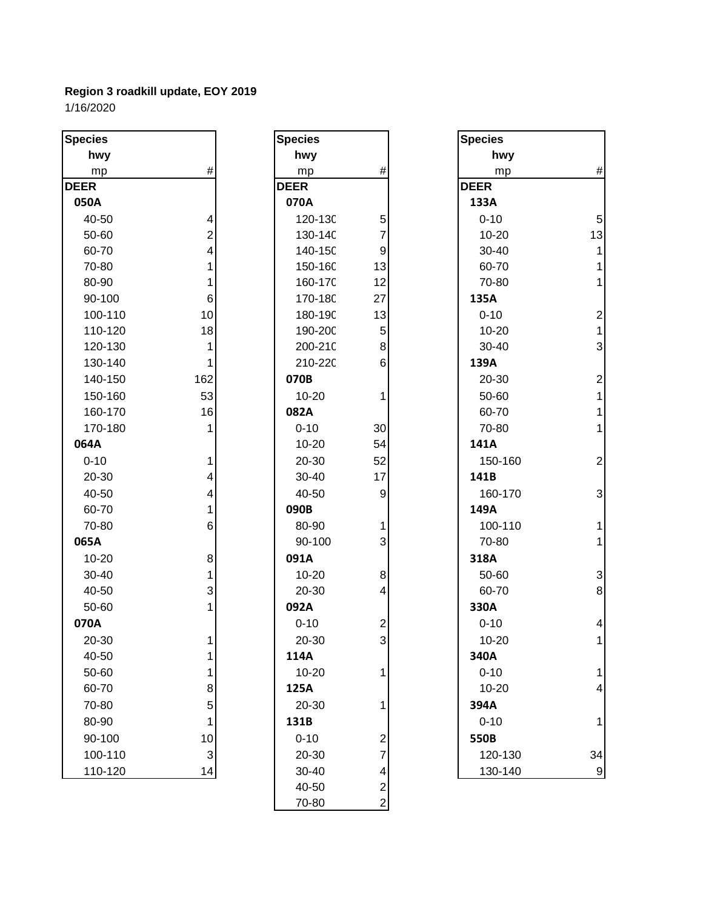**Region 3 roadkill update, EOY 2019**
1/16/2020

| Species<br>hwy<br>mp | # |
|---|---|
| **DEER** | |
| **050A** | |
| 40-50 | 4 |
| 50-60 | 2 |
| 60-70 | 4 |
| 70-80 | 1 |
| 80-90 | 1 |
| 90-100 | 6 |
| 100-110 | 10 |
| 110-120 | 18 |
| 120-130 | 1 |
| 130-140 | 1 |
| 140-150 | 162 |
| 150-160 | 53 |
| 160-170 | 16 |
| 170-180 | 1 |
| **064A** | |
| 0-10 | 1 |
| 20-30 | 4 |
| 40-50 | 4 |
| 60-70 | 1 |
| 70-80 | 6 |
| **065A** | |
| 10-20 | 8 |
| 30-40 | 1 |
| 40-50 | 3 |
| 50-60 | 1 |
| **070A** | |
| 20-30 | 1 |
| 40-50 | 1 |
| 50-60 | 1 |
| 60-70 | 8 |
| 70-80 | 5 |
| 80-90 | 1 |
| 90-100 | 10 |
| 100-110 | 3 |
| 110-120 | 14 |

| Species<br>hwy<br>mp | # |
|---|---|
| **DEER** | |
| **070A** | |
| 120-130 | 5 |
| 130-140 | 7 |
| 140-150 | 9 |
| 150-160 | 13 |
| 160-170 | 12 |
| 170-180 | 27 |
| 180-190 | 13 |
| 190-200 | 5 |
| 200-210 | 8 |
| 210-220 | 6 |
| **070B** | |
| 10-20 | 1 |
| **082A** | |
| 0-10 | 30 |
| 10-20 | 54 |
| 20-30 | 52 |
| 30-40 | 17 |
| 40-50 | 9 |
| **090B** | |
| 80-90 | 1 |
| 90-100 | 3 |
| **091A** | |
| 10-20 | 8 |
| 20-30 | 4 |
| **092A** | |
| 0-10 | 2 |
| 20-30 | 3 |
| **114A** | |
| 10-20 | 1 |
| **125A** | |
| 20-30 | 1 |
| **131B** | |
| 0-10 | 2 |
| 20-30 | 7 |
| 30-40 | 4 |
| 40-50 | 2 |
| 70-80 | 2 |

| Species<br>hwy<br>mp | # |
|---|---|
| **DEER** | |
| **133A** | |
| 0-10 | 5 |
| 10-20 | 13 |
| 30-40 | 1 |
| 60-70 | 1 |
| 70-80 | 1 |
| **135A** | |
| 0-10 | 2 |
| 10-20 | 1 |
| 30-40 | 3 |
| **139A** | |
| 20-30 | 2 |
| 50-60 | 1 |
| 60-70 | 1 |
| 70-80 | 1 |
| **141A** | |
| 150-160 | 2 |
| **141B** | |
| 160-170 | 3 |
| **149A** | |
| 100-110 | 1 |
| 70-80 | 1 |
| **318A** | |
| 50-60 | 3 |
| 60-70 | 8 |
| **330A** | |
| 0-10 | 4 |
| 10-20 | 1 |
| **340A** | |
| 0-10 | 1 |
| 10-20 | 4 |
| **394A** | |
| 0-10 | 1 |
| **550B** | |
| 120-130 | 34 |
| 130-140 | 9 |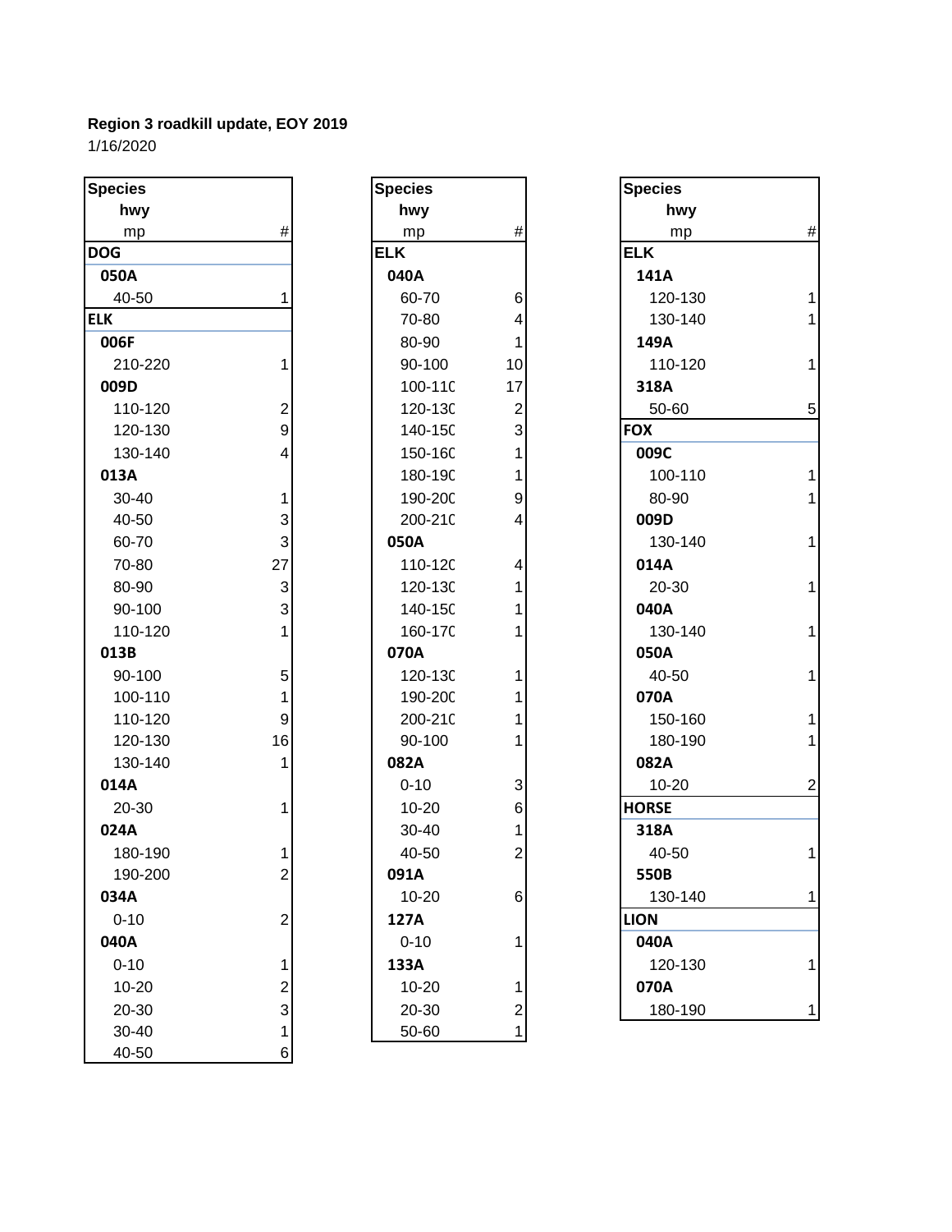**Region 3 roadkill update, EOY 2019**

1/16/2020

| Species / hwy / mp | # |
|---|---|
| **DOG** | |
| **050A** | |
| 40-50 | 1 |
| **ELK** | |
| **006F** | |
| 210-220 | 1 |
| **009D** | |
| 110-120 | 2 |
| 120-130 | 9 |
| 130-140 | 4 |
| **013A** | |
| 30-40 | 1 |
| 40-50 | 3 |
| 60-70 | 3 |
| 70-80 | 27 |
| 80-90 | 3 |
| 90-100 | 3 |
| 110-120 | 1 |
| **013B** | |
| 90-100 | 5 |
| 100-110 | 1 |
| 110-120 | 9 |
| 120-130 | 16 |
| 130-140 | 1 |
| **014A** | |
| 20-30 | 1 |
| **024A** | |
| 180-190 | 1 |
| 190-200 | 2 |
| **034A** | |
| 0-10 | 2 |
| **040A** | |
| 0-10 | 1 |
| 10-20 | 2 |
| 20-30 | 3 |
| 30-40 | 1 |
| 40-50 | 6 |

| Species / hwy / mp | # |
|---|---|
| **ELK** | |
| **040A** | |
| 60-70 | 6 |
| 70-80 | 4 |
| 80-90 | 1 |
| 90-100 | 10 |
| 100-110 | 17 |
| 120-130 | 2 |
| 140-150 | 3 |
| 150-160 | 1 |
| 180-190 | 1 |
| 190-200 | 9 |
| 200-210 | 4 |
| **050A** | |
| 110-120 | 4 |
| 120-130 | 1 |
| 140-150 | 1 |
| 160-170 | 1 |
| **070A** | |
| 120-130 | 1 |
| 190-200 | 1 |
| 200-210 | 1 |
| 90-100 | 1 |
| **082A** | |
| 0-10 | 3 |
| 10-20 | 6 |
| 30-40 | 1 |
| 40-50 | 2 |
| **091A** | |
| 10-20 | 6 |
| **127A** | |
| 0-10 | 1 |
| **133A** | |
| 10-20 | 1 |
| 20-30 | 2 |
| 50-60 | 1 |

| Species / hwy / mp | # |
|---|---|
| **ELK** | |
| **141A** | |
| 120-130 | 1 |
| 130-140 | 1 |
| **149A** | |
| 110-120 | 1 |
| **318A** | |
| 50-60 | 5 |
| **FOX** | |
| **009C** | |
| 100-110 | 1 |
| 80-90 | 1 |
| **009D** | |
| 130-140 | 1 |
| **014A** | |
| 20-30 | 1 |
| **040A** | |
| 130-140 | 1 |
| **050A** | |
| 40-50 | 1 |
| **070A** | |
| 150-160 | 1 |
| 180-190 | 1 |
| **082A** | |
| 10-20 | 2 |
| **HORSE** | |
| **318A** | |
| 40-50 | 1 |
| **550B** | |
| 130-140 | 1 |
| **LION** | |
| **040A** | |
| 120-130 | 1 |
| **070A** | |
| 180-190 | 1 |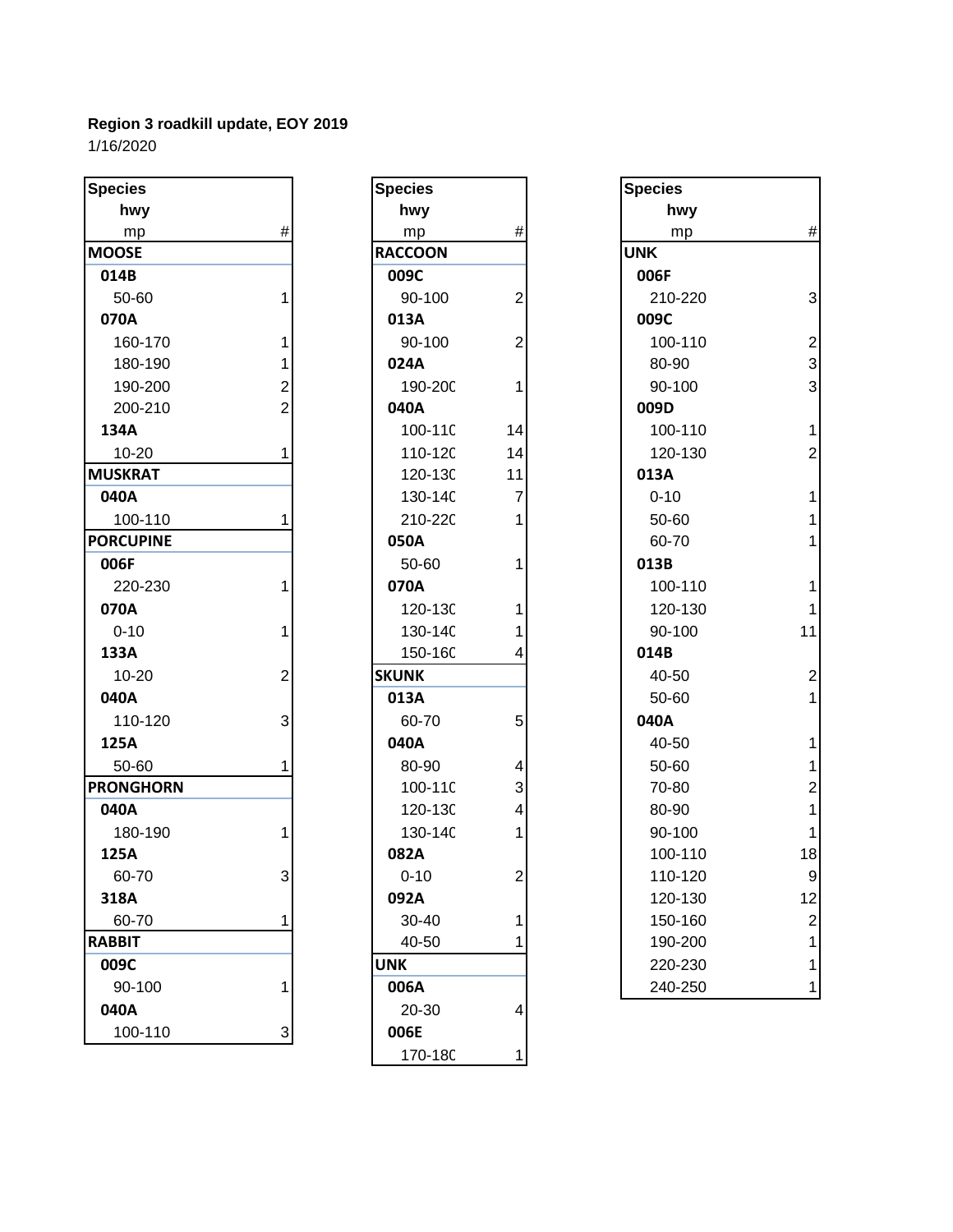**Region 3 roadkill update, EOY 2019**
1/16/2020

| Species / hwy / mp | # |
|---|---|
| **MOOSE** | |
| **014B** | |
| 50-60 | 1 |
| **070A** | |
| 160-170 | 1 |
| 180-190 | 1 |
| 190-200 | 2 |
| 200-210 | 2 |
| **134A** | |
| 10-20 | 1 |
| **MUSKRAT** | |
| **040A** | |
| 100-110 | 1 |
| **PORCUPINE** | |
| **006F** | |
| 220-230 | 1 |
| **070A** | |
| 0-10 | 1 |
| **133A** | |
| 10-20 | 2 |
| **040A** | |
| 110-120 | 3 |
| **125A** | |
| 50-60 | 1 |
| **PRONGHORN** | |
| **040A** | |
| 180-190 | 1 |
| **125A** | |
| 60-70 | 3 |
| **318A** | |
| 60-70 | 1 |
| **RABBIT** | |
| **009C** | |
| 90-100 | 1 |
| **040A** | |
| 100-110 | 3 |

| Species / hwy / mp | # |
|---|---|
| **RACCOON** | |
| **009C** | |
| 90-100 | 2 |
| **013A** | |
| 90-100 | 2 |
| **024A** | |
| 190-200 | 1 |
| **040A** | |
| 100-110 | 14 |
| 110-120 | 14 |
| 120-130 | 11 |
| 130-140 | 7 |
| 210-220 | 1 |
| **050A** | |
| 50-60 | 1 |
| **070A** | |
| 120-130 | 1 |
| 130-140 | 1 |
| 150-160 | 4 |
| **SKUNK** | |
| **013A** | |
| 60-70 | 5 |
| **040A** | |
| 80-90 | 4 |
| 100-110 | 3 |
| 120-130 | 4 |
| 130-140 | 1 |
| **082A** | |
| 0-10 | 2 |
| **092A** | |
| 30-40 | 1 |
| 40-50 | 1 |
| **UNK** | |
| **006A** | |
| 20-30 | 4 |
| **006E** | |
| 170-180 | 1 |

| Species / hwy / mp | # |
|---|---|
| **UNK** | |
| **006F** | |
| 210-220 | 3 |
| **009C** | |
| 100-110 | 2 |
| 80-90 | 3 |
| 90-100 | 3 |
| **009D** | |
| 100-110 | 1 |
| 120-130 | 2 |
| **013A** | |
| 0-10 | 1 |
| 50-60 | 1 |
| 60-70 | 1 |
| **013B** | |
| 100-110 | 1 |
| 120-130 | 1 |
| 90-100 | 11 |
| **014B** | |
| 40-50 | 2 |
| 50-60 | 1 |
| **040A** | |
| 40-50 | 1 |
| 50-60 | 1 |
| 70-80 | 2 |
| 80-90 | 1 |
| 90-100 | 1 |
| 100-110 | 18 |
| 110-120 | 9 |
| 120-130 | 12 |
| 150-160 | 2 |
| 190-200 | 1 |
| 220-230 | 1 |
| 240-250 | 1 |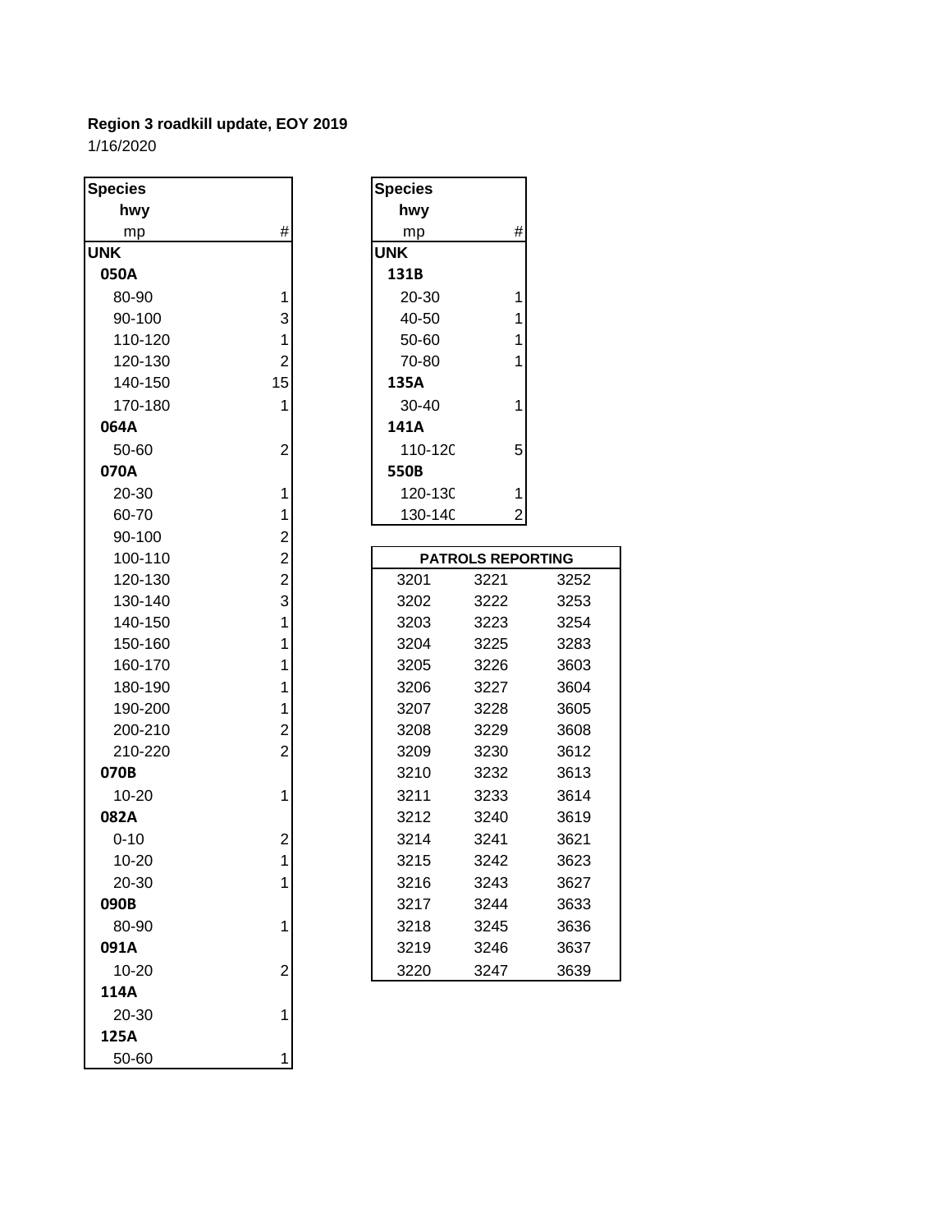**Region 3 roadkill update, EOY 2019**

1/16/2020

| Species / hwy / mp | # |
|---|---|
| **UNK** | |
| **050A** | |
| 80-90 | 1 |
| 90-100 | 3 |
| 110-120 | 1 |
| 120-130 | 2 |
| 140-150 | 15 |
| 170-180 | 1 |
| **064A** | |
| 50-60 | 2 |
| **070A** | |
| 20-30 | 1 |
| 60-70 | 1 |
| 90-100 | 2 |
| 100-110 | 2 |
| 120-130 | 2 |
| 130-140 | 3 |
| 140-150 | 1 |
| 150-160 | 1 |
| 160-170 | 1 |
| 180-190 | 1 |
| 190-200 | 1 |
| 200-210 | 2 |
| 210-220 | 2 |
| **070B** | |
| 10-20 | 1 |
| **082A** | |
| 0-10 | 2 |
| 10-20 | 1 |
| 20-30 | 1 |
| **090B** | |
| 80-90 | 1 |
| **091A** | |
| 10-20 | 2 |
| **114A** | |
| 20-30 | 1 |
| **125A** | |
| 50-60 | 1 |

| Species / hwy / mp | # |
|---|---|
| **UNK** | |
| **131B** | |
| 20-30 | 1 |
| 40-50 | 1 |
| 50-60 | 1 |
| 70-80 | 1 |
| **135A** | |
| 30-40 | 1 |
| **141A** | |
| 110-120 | 5 |
| **550B** | |
| 120-130 | 1 |
| 130-140 | 2 |

| PATROLS REPORTING | | |
|---|---|---|
| 3201 | 3221 | 3252 |
| 3202 | 3222 | 3253 |
| 3203 | 3223 | 3254 |
| 3204 | 3225 | 3283 |
| 3205 | 3226 | 3603 |
| 3206 | 3227 | 3604 |
| 3207 | 3228 | 3605 |
| 3208 | 3229 | 3608 |
| 3209 | 3230 | 3612 |
| 3210 | 3232 | 3613 |
| 3211 | 3233 | 3614 |
| 3212 | 3240 | 3619 |
| 3214 | 3241 | 3621 |
| 3215 | 3242 | 3623 |
| 3216 | 3243 | 3627 |
| 3217 | 3244 | 3633 |
| 3218 | 3245 | 3636 |
| 3219 | 3246 | 3637 |
| 3220 | 3247 | 3639 |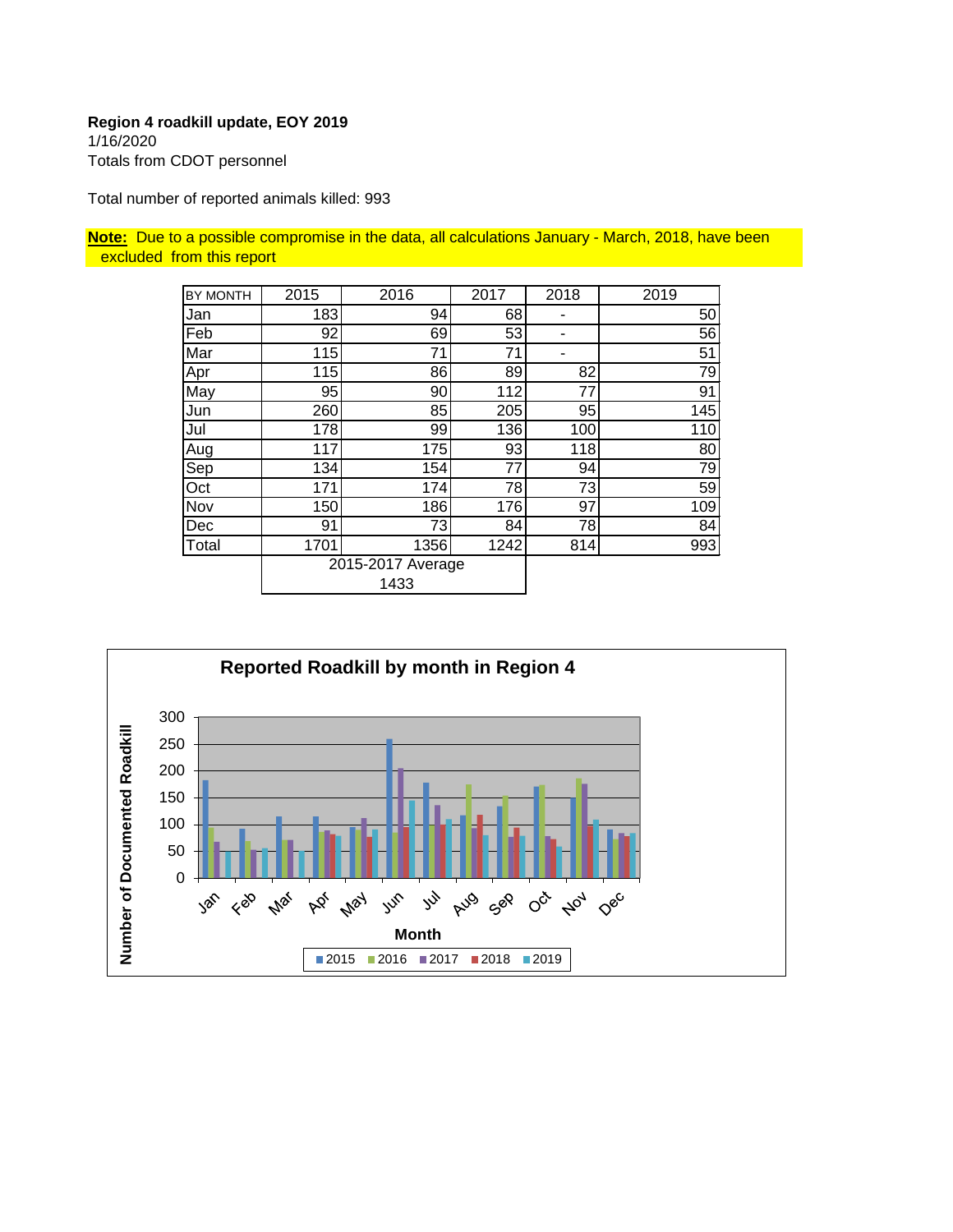**Region 4 roadkill update, EOY 2019**
1/16/2020
Totals from CDOT personnel

Total number of reported animals killed: 993

**Note:** Due to a possible compromise in the data, all calculations January - March, 2018, have been excluded from this report

| BY MONTH | 2015 | 2016 | 2017 | 2018 | 2019 |
|---|---|---|---|---|---|
| Jan | 183 | 94 | 68 | - | 50 |
| Feb | 92 | 69 | 53 | - | 56 |
| Mar | 115 | 71 | 71 | - | 51 |
| Apr | 115 | 86 | 89 | 82 | 79 |
| May | 95 | 90 | 112 | 77 | 91 |
| Jun | 260 | 85 | 205 | 95 | 145 |
| Jul | 178 | 99 | 136 | 100 | 110 |
| Aug | 117 | 175 | 93 | 118 | 80 |
| Sep | 134 | 154 | 77 | 94 | 79 |
| Oct | 171 | 174 | 78 | 73 | 59 |
| Nov | 150 | 186 | 176 | 97 | 109 |
| Dec | 91 | 73 | 84 | 78 | 84 |
| Total | 1701 | 1356 | 1242 | 814 | 993 |
| | 2015-2017 Average 1433 | | | | |

**Reported Roadkill by month in Region 4**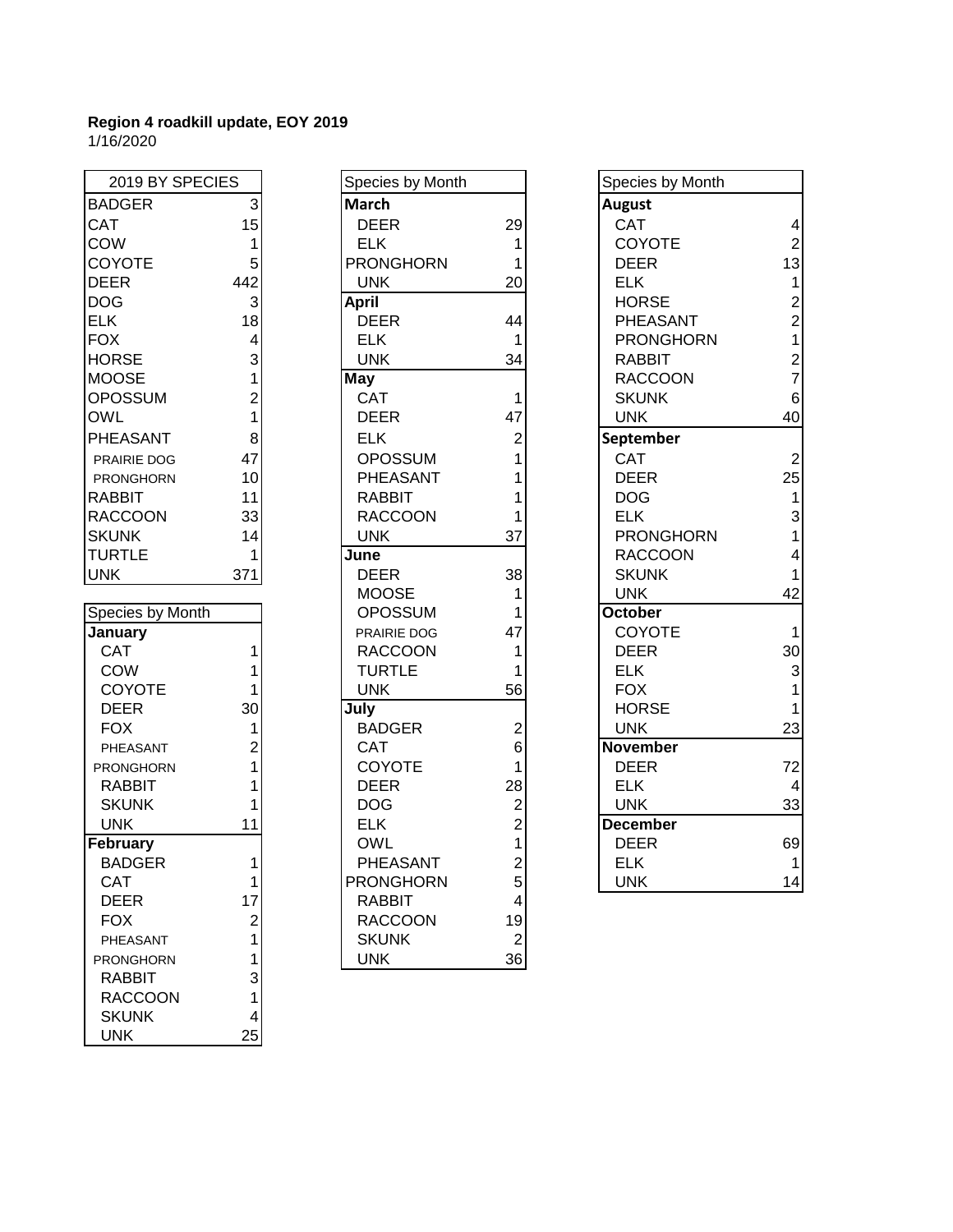**Region 4 roadkill update, EOY 2019**
1/16/2020

| 2019 BY SPECIES | |
|---|---|
| BADGER | 3 |
| CAT | 15 |
| COW | 1 |
| COYOTE | 5 |
| DEER | 442 |
| DOG | 3 |
| ELK | 18 |
| FOX | 4 |
| HORSE | 3 |
| MOOSE | 1 |
| OPOSSUM | 2 |
| OWL | 1 |
| PHEASANT | 8 |
| PRAIRIE DOG | 47 |
| PRONGHORN | 10 |
| RABBIT | 11 |
| RACCOON | 33 |
| SKUNK | 14 |
| TURTLE | 1 |
| UNK | 371 |

| Species by Month | |
|---|---|
| **January** | |
| CAT | 1 |
| COW | 1 |
| COYOTE | 1 |
| DEER | 30 |
| FOX | 1 |
| PHEASANT | 2 |
| PRONGHORN | 1 |
| RABBIT | 1 |
| SKUNK | 1 |
| UNK | 11 |
| **February** | |
| BADGER | 1 |
| CAT | 1 |
| DEER | 17 |
| FOX | 2 |
| PHEASANT | 1 |
| PRONGHORN | 1 |
| RABBIT | 3 |
| RACCOON | 1 |
| SKUNK | 4 |
| UNK | 25 |

| Species by Month | |
|---|---|
| **March** | |
| DEER | 29 |
| ELK | 1 |
| PRONGHORN | 1 |
| UNK | 20 |
| **April** | |
| DEER | 44 |
| ELK | 1 |
| UNK | 34 |
| **May** | |
| CAT | 1 |
| DEER | 47 |
| ELK | 2 |
| OPOSSUM | 1 |
| PHEASANT | 1 |
| RABBIT | 1 |
| RACCOON | 1 |
| UNK | 37 |
| **June** | |
| DEER | 38 |
| MOOSE | 1 |
| OPOSSUM | 1 |
| PRAIRIE DOG | 47 |
| RACCOON | 1 |
| TURTLE | 1 |
| UNK | 56 |
| **July** | |
| BADGER | 2 |
| CAT | 6 |
| COYOTE | 1 |
| DEER | 28 |
| DOG | 2 |
| ELK | 2 |
| OWL | 1 |
| PHEASANT | 2 |
| PRONGHORN | 5 |
| RABBIT | 4 |
| RACCOON | 19 |
| SKUNK | 2 |
| UNK | 36 |

| Species by Month | |
|---|---|
| **August** | |
| CAT | 4 |
| COYOTE | 2 |
| DEER | 13 |
| ELK | 1 |
| HORSE | 2 |
| PHEASANT | 2 |
| PRONGHORN | 1 |
| RABBIT | 2 |
| RACCOON | 7 |
| SKUNK | 6 |
| UNK | 40 |
| **September** | |
| CAT | 2 |
| DEER | 25 |
| DOG | 1 |
| ELK | 3 |
| PRONGHORN | 1 |
| RACCOON | 4 |
| SKUNK | 1 |
| UNK | 42 |
| **October** | |
| COYOTE | 1 |
| DEER | 30 |
| ELK | 3 |
| FOX | 1 |
| HORSE | 1 |
| UNK | 23 |
| **November** | |
| DEER | 72 |
| ELK | 4 |
| UNK | 33 |
| **December** | |
| DEER | 69 |
| ELK | 1 |
| UNK | 14 |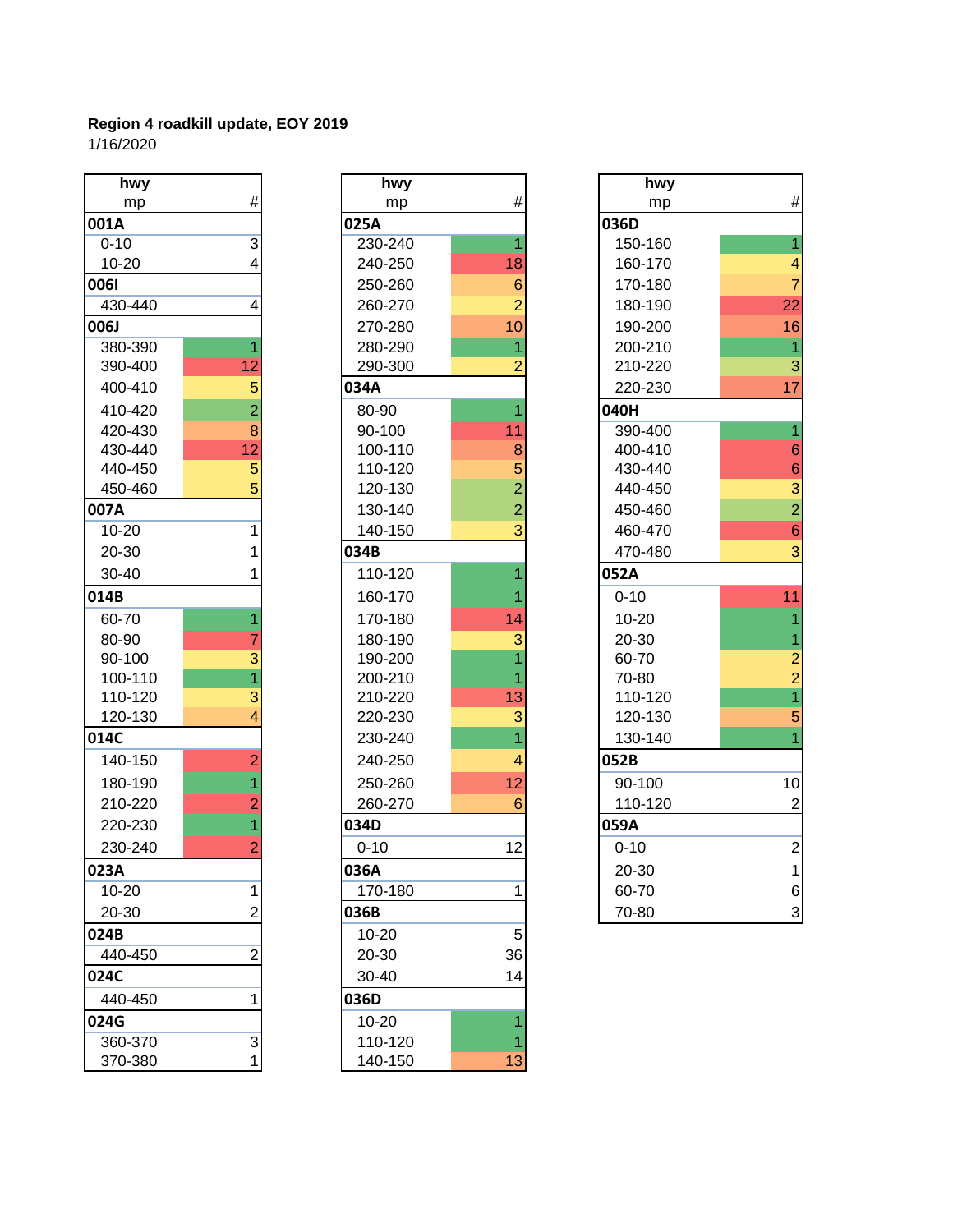**Region 4 roadkill update, EOY 2019**
1/16/2020

| hwy mp | # |
|---|---|
| **001A** | |
| 0-10 | 3 |
| 10-20 | 4 |
| **006I** | |
| 430-440 | 4 |
| **006J** | |
| 380-390 | 1 |
| 390-400 | 12 |
| 400-410 | 5 |
| 410-420 | 2 |
| 420-430 | 8 |
| 430-440 | 12 |
| 440-450 | 5 |
| 450-460 | 5 |
| **007A** | |
| 10-20 | 1 |
| 20-30 | 1 |
| 30-40 | 1 |
| **014B** | |
| 60-70 | 1 |
| 80-90 | 7 |
| 90-100 | 3 |
| 100-110 | 1 |
| 110-120 | 3 |
| 120-130 | 4 |
| **014C** | |
| 140-150 | 2 |
| 180-190 | 1 |
| 210-220 | 2 |
| 220-230 | 1 |
| 230-240 | 2 |
| **023A** | |
| 10-20 | 1 |
| 20-30 | 2 |
| **024B** | |
| 440-450 | 2 |
| **024C** | |
| 440-450 | 1 |
| **024G** | |
| 360-370 | 3 |
| 370-380 | 1 |

| hwy mp | # |
|---|---|
| **025A** | |
| 230-240 | 1 |
| 240-250 | 18 |
| 250-260 | 6 |
| 260-270 | 2 |
| 270-280 | 10 |
| 280-290 | 1 |
| 290-300 | 2 |
| **034A** | |
| 80-90 | 1 |
| 90-100 | 11 |
| 100-110 | 8 |
| 110-120 | 5 |
| 120-130 | 2 |
| 130-140 | 2 |
| 140-150 | 3 |
| **034B** | |
| 110-120 | 1 |
| 160-170 | 1 |
| 170-180 | 14 |
| 180-190 | 3 |
| 190-200 | 1 |
| 200-210 | 1 |
| 210-220 | 13 |
| 220-230 | 3 |
| 230-240 | 1 |
| 240-250 | 4 |
| 250-260 | 12 |
| 260-270 | 6 |
| **034D** | |
| 0-10 | 12 |
| **036A** | |
| 170-180 | 1 |
| **036B** | |
| 10-20 | 5 |
| 20-30 | 36 |
| 30-40 | 14 |
| **036D** | |
| 10-20 | 1 |
| 110-120 | 1 |
| 140-150 | 13 |

| hwy mp | # |
|---|---|
| **036D** | |
| 150-160 | 1 |
| 160-170 | 4 |
| 170-180 | 7 |
| 180-190 | 22 |
| 190-200 | 16 |
| 200-210 | 1 |
| 210-220 | 3 |
| 220-230 | 17 |
| **040H** | |
| 390-400 | 1 |
| 400-410 | 6 |
| 430-440 | 6 |
| 440-450 | 3 |
| 450-460 | 2 |
| 460-470 | 6 |
| 470-480 | 3 |
| **052A** | |
| 0-10 | 11 |
| 10-20 | 1 |
| 20-30 | 1 |
| 60-70 | 2 |
| 70-80 | 2 |
| 110-120 | 1 |
| 120-130 | 5 |
| 130-140 | 1 |
| **052B** | |
| 90-100 | 10 |
| 110-120 | 2 |
| **059A** | |
| 0-10 | 2 |
| 20-30 | 1 |
| 60-70 | 6 |
| 70-80 | 3 |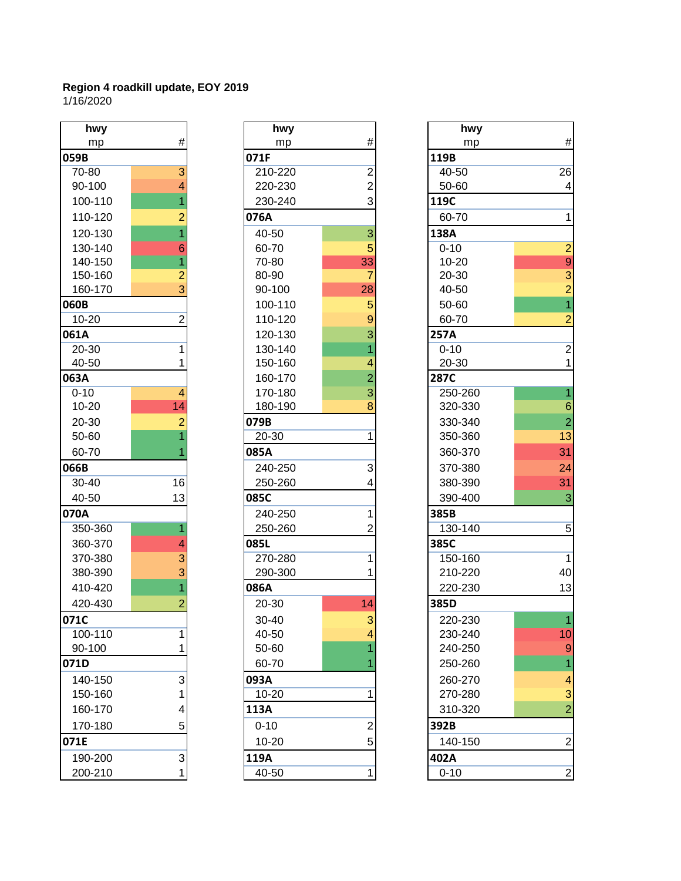**Region 4 roadkill update, EOY 2019**
1/16/2020

| hwy<br>mp | # |
|---|---|
| **059B** | |
| 70-80 | 3 |
| 90-100 | 4 |
| 100-110 | 1 |
| 110-120 | 2 |
| 120-130 | 1 |
| 130-140 | 6 |
| 140-150 | 1 |
| 150-160 | 2 |
| 160-170 | 3 |
| **060B** | |
| 10-20 | 2 |
| **061A** | |
| 20-30 | 1 |
| 40-50 | 1 |
| **063A** | |
| 0-10 | 4 |
| 10-20 | 14 |
| 20-30 | 2 |
| 50-60 | 1 |
| 60-70 | 1 |
| **066B** | |
| 30-40 | 16 |
| 40-50 | 13 |
| **070A** | |
| 350-360 | 1 |
| 360-370 | 4 |
| 370-380 | 3 |
| 380-390 | 3 |
| 410-420 | 1 |
| 420-430 | 2 |
| **071C** | |
| 100-110 | 1 |
| 90-100 | 1 |
| **071D** | |
| 140-150 | 3 |
| 150-160 | 1 |
| 160-170 | 4 |
| 170-180 | 5 |
| **071E** | |
| 190-200 | 3 |
| 200-210 | 1 |

| hwy<br>mp | # |
|---|---|
| **071F** | |
| 210-220 | 2 |
| 220-230 | 2 |
| 230-240 | 3 |
| **076A** | |
| 40-50 | 3 |
| 60-70 | 5 |
| 70-80 | 33 |
| 80-90 | 7 |
| 90-100 | 28 |
| 100-110 | 5 |
| 110-120 | 9 |
| 120-130 | 3 |
| 130-140 | 1 |
| 150-160 | 4 |
| 160-170 | 2 |
| 170-180 | 3 |
| 180-190 | 8 |
| **079B** | |
| 20-30 | 1 |
| **085A** | |
| 240-250 | 3 |
| 250-260 | 4 |
| **085C** | |
| 240-250 | 1 |
| 250-260 | 2 |
| **085L** | |
| 270-280 | 1 |
| 290-300 | 1 |
| **086A** | |
| 20-30 | 14 |
| 30-40 | 3 |
| 40-50 | 4 |
| 50-60 | 1 |
| 60-70 | 1 |
| **093A** | |
| 10-20 | 1 |
| **113A** | |
| 0-10 | 2 |
| 10-20 | 5 |
| **119A** | |
| 40-50 | 1 |

| hwy<br>mp | # |
|---|---|
| **119B** | |
| 40-50 | 26 |
| 50-60 | 4 |
| **119C** | |
| 60-70 | 1 |
| **138A** | |
| 0-10 | 2 |
| 10-20 | 9 |
| 20-30 | 3 |
| 40-50 | 2 |
| 50-60 | 1 |
| 60-70 | 2 |
| **257A** | |
| 0-10 | 2 |
| 20-30 | 1 |
| **287C** | |
| 250-260 | 1 |
| 320-330 | 6 |
| 330-340 | 2 |
| 350-360 | 13 |
| 360-370 | 31 |
| 370-380 | 24 |
| 380-390 | 31 |
| 390-400 | 3 |
| **385B** | |
| 130-140 | 5 |
| **385C** | |
| 150-160 | 1 |
| 210-220 | 40 |
| 220-230 | 13 |
| **385D** | |
| 220-230 | 1 |
| 230-240 | 10 |
| 240-250 | 9 |
| 250-260 | 1 |
| 260-270 | 4 |
| 270-280 | 3 |
| 310-320 | 2 |
| **392B** | |
| 140-150 | 2 |
| **402A** | |
| 0-10 | 2 |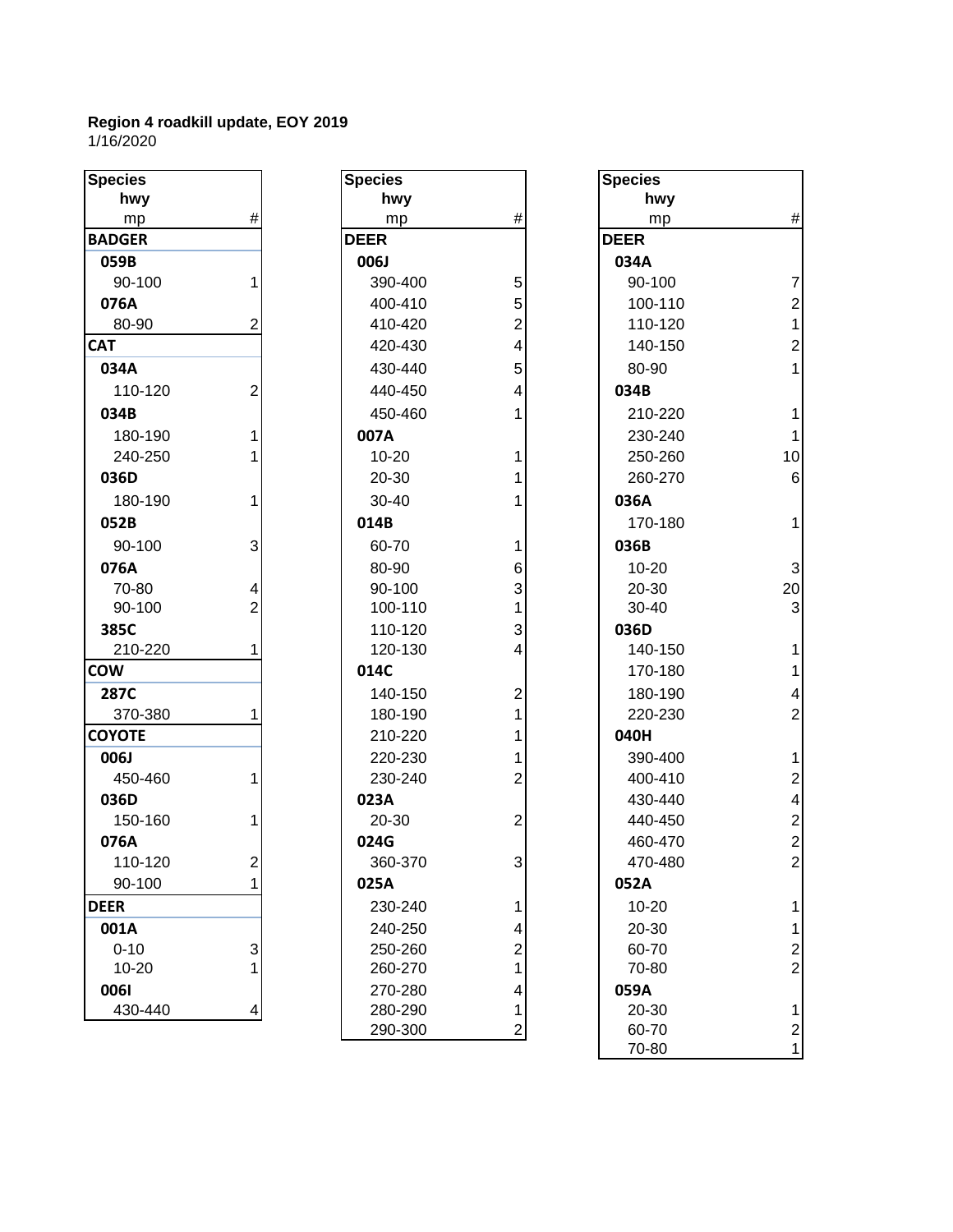**Region 4 roadkill update, EOY 2019**
1/16/2020

| Species / hwy / mp | # |
|---|---|
| **BADGER** | |
| **059B** | |
| 90-100 | 1 |
| **076A** | |
| 80-90 | 2 |
| **CAT** | |
| **034A** | |
| 110-120 | 2 |
| **034B** | |
| 180-190 | 1 |
| 240-250 | 1 |
| **036D** | |
| 180-190 | 1 |
| **052B** | |
| 90-100 | 3 |
| **076A** | |
| 70-80 | 4 |
| 90-100 | 2 |
| **385C** | |
| 210-220 | 1 |
| **COW** | |
| **287C** | |
| 370-380 | 1 |
| **COYOTE** | |
| **006J** | |
| 450-460 | 1 |
| **036D** | |
| 150-160 | 1 |
| **076A** | |
| 110-120 | 2 |
| 90-100 | 1 |
| **DEER** | |
| **001A** | |
| 0-10 | 3 |
| 10-20 | 1 |
| **006I** | |
| 430-440 | 4 |

| Species / hwy / mp | # |
|---|---|
| **DEER** | |
| **006J** | |
| 390-400 | 5 |
| 400-410 | 5 |
| 410-420 | 2 |
| 420-430 | 4 |
| 430-440 | 5 |
| 440-450 | 4 |
| 450-460 | 1 |
| **007A** | |
| 10-20 | 1 |
| 20-30 | 1 |
| 30-40 | 1 |
| **014B** | |
| 60-70 | 1 |
| 80-90 | 6 |
| 90-100 | 3 |
| 100-110 | 1 |
| 110-120 | 3 |
| 120-130 | 4 |
| **014C** | |
| 140-150 | 2 |
| 180-190 | 1 |
| 210-220 | 1 |
| 220-230 | 1 |
| 230-240 | 2 |
| **023A** | |
| 20-30 | 2 |
| **024G** | |
| 360-370 | 3 |
| **025A** | |
| 230-240 | 1 |
| 240-250 | 4 |
| 250-260 | 2 |
| 260-270 | 1 |
| 270-280 | 4 |
| 280-290 | 1 |
| 290-300 | 2 |

| Species / hwy / mp | # |
|---|---|
| **DEER** | |
| **034A** | |
| 90-100 | 7 |
| 100-110 | 2 |
| 110-120 | 1 |
| 140-150 | 2 |
| 80-90 | 1 |
| **034B** | |
| 210-220 | 1 |
| 230-240 | 1 |
| 250-260 | 10 |
| 260-270 | 6 |
| **036A** | |
| 170-180 | 1 |
| **036B** | |
| 10-20 | 3 |
| 20-30 | 20 |
| 30-40 | 3 |
| **036D** | |
| 140-150 | 1 |
| 170-180 | 1 |
| 180-190 | 4 |
| 220-230 | 2 |
| **040H** | |
| 390-400 | 1 |
| 400-410 | 2 |
| 430-440 | 4 |
| 440-450 | 2 |
| 460-470 | 2 |
| 470-480 | 2 |
| **052A** | |
| 10-20 | 1 |
| 20-30 | 1 |
| 60-70 | 2 |
| 70-80 | 2 |
| **059A** | |
| 20-30 | 1 |
| 60-70 | 2 |
| 70-80 | 1 |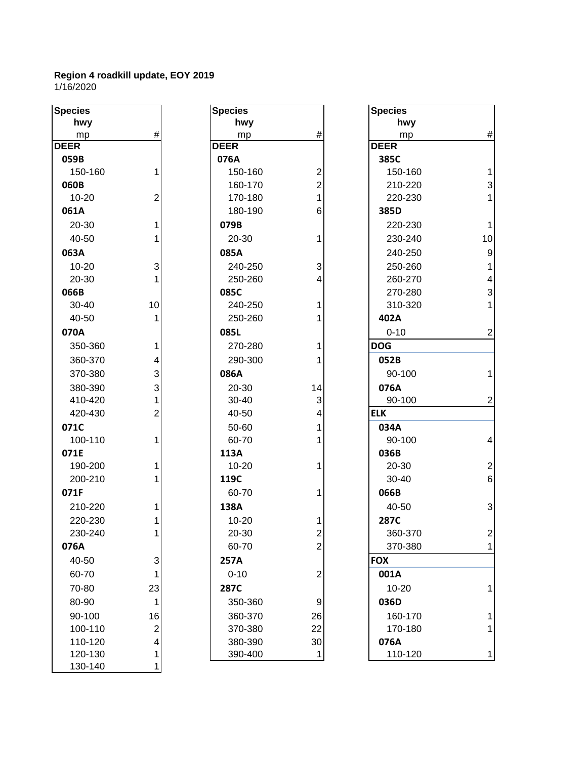**Region 4 roadkill update, EOY 2019**
1/16/2020

| Species / hwy / mp | # |
|---|---|
| **DEER** | |
| **059B** | |
| 150-160 | 1 |
| **060B** | |
| 10-20 | 2 |
| **061A** | |
| 20-30 | 1 |
| 40-50 | 1 |
| **063A** | |
| 10-20 | 3 |
| 20-30 | 1 |
| **066B** | |
| 30-40 | 10 |
| 40-50 | 1 |
| **070A** | |
| 350-360 | 1 |
| 360-370 | 4 |
| 370-380 | 3 |
| 380-390 | 3 |
| 410-420 | 1 |
| 420-430 | 2 |
| **071C** | |
| 100-110 | 1 |
| **071E** | |
| 190-200 | 1 |
| 200-210 | 1 |
| **071F** | |
| 210-220 | 1 |
| 220-230 | 1 |
| 230-240 | 1 |
| **076A** | |
| 40-50 | 3 |
| 60-70 | 1 |
| 70-80 | 23 |
| 80-90 | 1 |
| 90-100 | 16 |
| 100-110 | 2 |
| 110-120 | 4 |
| 120-130 | 1 |
| 130-140 | 1 |

| Species / hwy / mp | # |
|---|---|
| **DEER** | |
| **076A** | |
| 150-160 | 2 |
| 160-170 | 2 |
| 170-180 | 1 |
| 180-190 | 6 |
| **079B** | |
| 20-30 | 1 |
| **085A** | |
| 240-250 | 3 |
| 250-260 | 4 |
| **085C** | |
| 240-250 | 1 |
| 250-260 | 1 |
| **085L** | |
| 270-280 | 1 |
| 290-300 | 1 |
| **086A** | |
| 20-30 | 14 |
| 30-40 | 3 |
| 40-50 | 4 |
| 50-60 | 1 |
| 60-70 | 1 |
| **113A** | |
| 10-20 | 1 |
| **119C** | |
| 60-70 | 1 |
| **138A** | |
| 10-20 | 1 |
| 20-30 | 2 |
| 60-70 | 2 |
| **257A** | |
| 0-10 | 2 |
| **287C** | |
| 350-360 | 9 |
| 360-370 | 26 |
| 370-380 | 22 |
| 380-390 | 30 |
| 390-400 | 1 |

| Species / hwy / mp | # |
|---|---|
| **DEER** | |
| **385C** | |
| 150-160 | 1 |
| 210-220 | 3 |
| 220-230 | 1 |
| **385D** | |
| 220-230 | 1 |
| 230-240 | 10 |
| 240-250 | 9 |
| 250-260 | 1 |
| 260-270 | 4 |
| 270-280 | 3 |
| 310-320 | 1 |
| **402A** | |
| 0-10 | 2 |
| **DOG** | |
| **052B** | |
| 90-100 | 1 |
| **076A** | |
| 90-100 | 2 |
| **ELK** | |
| **034A** | |
| 90-100 | 4 |
| **036B** | |
| 20-30 | 2 |
| 30-40 | 6 |
| **066B** | |
| 40-50 | 3 |
| **287C** | |
| 360-370 | 2 |
| 370-380 | 1 |
| **FOX** | |
| **001A** | |
| 10-20 | 1 |
| **036D** | |
| 160-170 | 1 |
| 170-180 | 1 |
| **076A** | |
| 110-120 | 1 |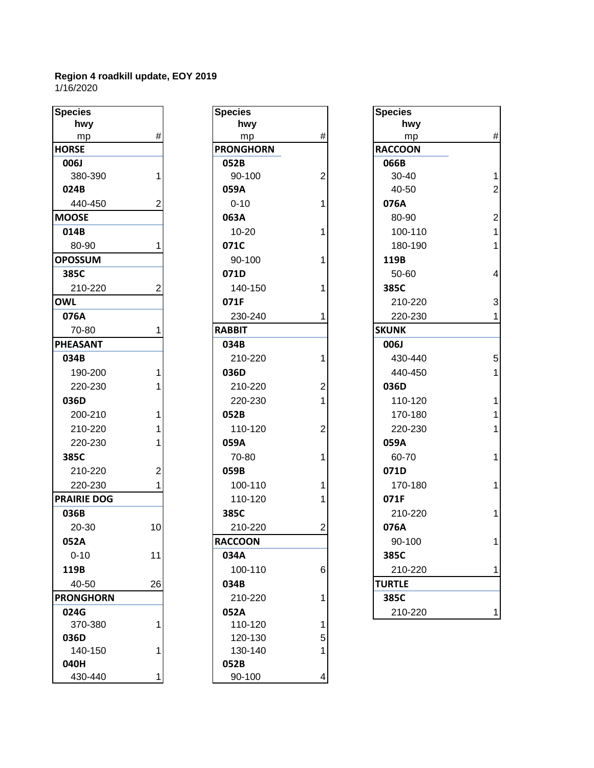**Region 4 roadkill update, EOY 2019**
1/16/2020

| Species / hwy / mp | # |
|---|---|
| **HORSE** | |
| **006J** | |
| 380-390 | 1 |
| **024B** | |
| 440-450 | 2 |
| **MOOSE** | |
| **014B** | |
| 80-90 | 1 |
| **OPOSSUM** | |
| **385C** | |
| 210-220 | 2 |
| **OWL** | |
| **076A** | |
| 70-80 | 1 |
| **PHEASANT** | |
| **034B** | |
| 190-200 | 1 |
| 220-230 | 1 |
| **036D** | |
| 200-210 | 1 |
| 210-220 | 1 |
| 220-230 | 1 |
| **385C** | |
| 210-220 | 2 |
| 220-230 | 1 |
| **PRAIRIE DOG** | |
| **036B** | |
| 20-30 | 10 |
| **052A** | |
| 0-10 | 11 |
| **119B** | |
| 40-50 | 26 |
| **PRONGHORN** | |
| **024G** | |
| 370-380 | 1 |
| **036D** | |
| 140-150 | 1 |
| **040H** | |
| 430-440 | 1 |

| Species / hwy / mp | # |
|---|---|
| **PRONGHORN** | |
| **052B** | |
| 90-100 | 2 |
| **059A** | |
| 0-10 | 1 |
| **063A** | |
| 10-20 | 1 |
| **071C** | |
| 90-100 | 1 |
| **071D** | |
| 140-150 | 1 |
| **071F** | |
| 230-240 | 1 |
| **RABBIT** | |
| **034B** | |
| 210-220 | 1 |
| **036D** | |
| 210-220 | 2 |
| 220-230 | 1 |
| **052B** | |
| 110-120 | 2 |
| **059A** | |
| 70-80 | 1 |
| **059B** | |
| 100-110 | 1 |
| 110-120 | 1 |
| **385C** | |
| 210-220 | 2 |
| **RACCOON** | |
| **034A** | |
| 100-110 | 6 |
| **034B** | |
| 210-220 | 1 |
| **052A** | |
| 110-120 | 1 |
| 120-130 | 5 |
| 130-140 | 1 |
| **052B** | |
| 90-100 | 4 |

| Species / hwy / mp | # |
|---|---|
| **RACCOON** | |
| **066B** | |
| 30-40 | 1 |
| 40-50 | 2 |
| **076A** | |
| 80-90 | 2 |
| 100-110 | 1 |
| 180-190 | 1 |
| **119B** | |
| 50-60 | 4 |
| **385C** | |
| 210-220 | 3 |
| 220-230 | 1 |
| **SKUNK** | |
| **006J** | |
| 430-440 | 5 |
| 440-450 | 1 |
| **036D** | |
| 110-120 | 1 |
| 170-180 | 1 |
| 220-230 | 1 |
| **059A** | |
| 60-70 | 1 |
| **071D** | |
| 170-180 | 1 |
| **071F** | |
| 210-220 | 1 |
| **076A** | |
| 90-100 | 1 |
| **385C** | |
| 210-220 | 1 |
| **TURTLE** | |
| **385C** | |
| 210-220 | 1 |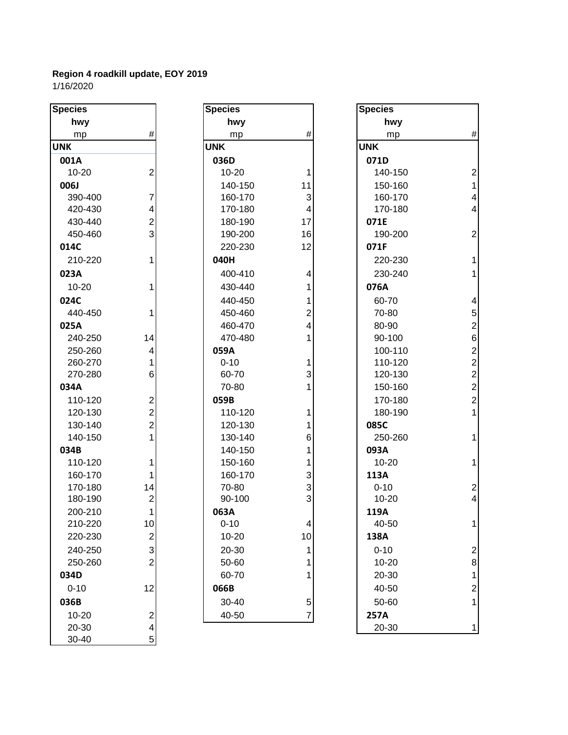**Region 4 roadkill update, EOY 2019**
1/16/2020

| Species<br>hwy<br>mp | # |
|---|---|
| **UNK** | |
| **001A** | |
| 10-20 | 2 |
| **006J** | |
| 390-400 | 7 |
| 420-430 | 4 |
| 430-440 | 2 |
| 450-460 | 3 |
| **014C** | |
| 210-220 | 1 |
| **023A** | |
| 10-20 | 1 |
| **024C** | |
| 440-450 | 1 |
| **025A** | |
| 240-250 | 14 |
| 250-260 | 4 |
| 260-270 | 1 |
| 270-280 | 6 |
| **034A** | |
| 110-120 | 2 |
| 120-130 | 2 |
| 130-140 | 2 |
| 140-150 | 1 |
| **034B** | |
| 110-120 | 1 |
| 160-170 | 1 |
| 170-180 | 14 |
| 180-190 | 2 |
| 200-210 | 1 |
| 210-220 | 10 |
| 220-230 | 2 |
| 240-250 | 3 |
| 250-260 | 2 |
| **034D** | |
| 0-10 | 12 |
| **036B** | |
| 10-20 | 2 |
| 20-30 | 4 |
| 30-40 | 5 |

| Species<br>hwy<br>mp | # |
|---|---|
| **UNK** | |
| **036D** | |
| 10-20 | 1 |
| 140-150 | 11 |
| 160-170 | 3 |
| 170-180 | 4 |
| 180-190 | 17 |
| 190-200 | 16 |
| 220-230 | 12 |
| **040H** | |
| 400-410 | 4 |
| 430-440 | 1 |
| 440-450 | 1 |
| 450-460 | 2 |
| 460-470 | 4 |
| 470-480 | 1 |
| **059A** | |
| 0-10 | 1 |
| 60-70 | 3 |
| 70-80 | 1 |
| **059B** | |
| 110-120 | 1 |
| 120-130 | 1 |
| 130-140 | 6 |
| 140-150 | 1 |
| 150-160 | 1 |
| 160-170 | 3 |
| 70-80 | 3 |
| 90-100 | 3 |
| **063A** | |
| 0-10 | 4 |
| 10-20 | 10 |
| 20-30 | 1 |
| 50-60 | 1 |
| 60-70 | 1 |
| **066B** | |
| 30-40 | 5 |
| 40-50 | 7 |

| Species<br>hwy<br>mp | # |
|---|---|
| **UNK** | |
| **071D** | |
| 140-150 | 2 |
| 150-160 | 1 |
| 160-170 | 4 |
| 170-180 | 4 |
| **071E** | |
| 190-200 | 2 |
| **071F** | |
| 220-230 | 1 |
| 230-240 | 1 |
| **076A** | |
| 60-70 | 4 |
| 70-80 | 5 |
| 80-90 | 2 |
| 90-100 | 6 |
| 100-110 | 2 |
| 110-120 | 2 |
| 120-130 | 2 |
| 150-160 | 2 |
| 170-180 | 2 |
| 180-190 | 1 |
| **085C** | |
| 250-260 | 1 |
| **093A** | |
| 10-20 | 1 |
| **113A** | |
| 0-10 | 2 |
| 10-20 | 4 |
| **119A** | |
| 40-50 | 1 |
| **138A** | |
| 0-10 | 2 |
| 10-20 | 8 |
| 20-30 | 1 |
| 40-50 | 2 |
| 50-60 | 1 |
| **257A** | |
| 20-30 | 1 |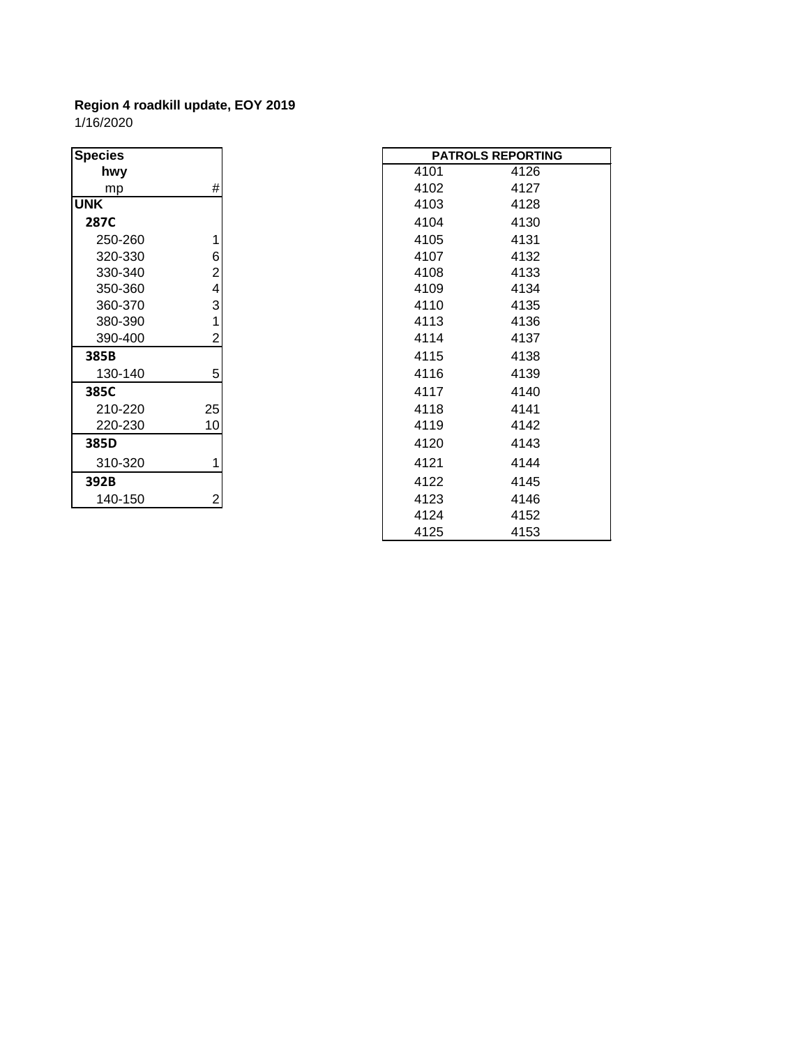**Region 4 roadkill update, EOY 2019**
1/16/2020

| Species | |
|---|---|
| hwy | |
| mp | # |
| **UNK** | |
| **287C** | |
| 250-260 | 1 |
| 320-330 | 6 |
| 330-340 | 2 |
| 350-360 | 4 |
| 360-370 | 3 |
| 380-390 | 1 |
| 390-400 | 2 |
| **385B** | |
| 130-140 | 5 |
| **385C** | |
| 210-220 | 25 |
| 220-230 | 10 |
| **385D** | |
| 310-320 | 1 |
| **392B** | |
| 140-150 | 2 |

| PATROLS REPORTING | |
|---|---|
| 4101 | 4126 |
| 4102 | 4127 |
| 4103 | 4128 |
| 4104 | 4130 |
| 4105 | 4131 |
| 4107 | 4132 |
| 4108 | 4133 |
| 4109 | 4134 |
| 4110 | 4135 |
| 4113 | 4136 |
| 4114 | 4137 |
| 4115 | 4138 |
| 4116 | 4139 |
| 4117 | 4140 |
| 4118 | 4141 |
| 4119 | 4142 |
| 4120 | 4143 |
| 4121 | 4144 |
| 4122 | 4145 |
| 4123 | 4146 |
| 4124 | 4152 |
| 4125 | 4153 |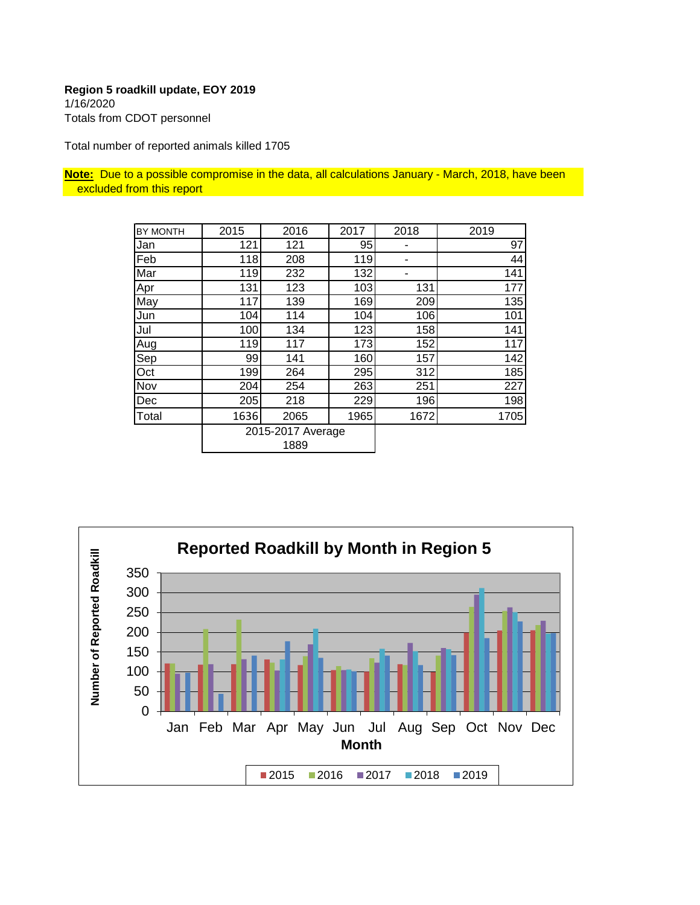**Region 5 roadkill update, EOY 2019**

1/16/2020

Totals from CDOT personnel

Total number of reported animals killed 1705

**Note:** Due to a possible compromise in the data, all calculations January - March, 2018, have been excluded from this report

| BY MONTH | 2015 | 2016 | 2017 | 2018 | 2019 |
|---|---|---|---|---|---|
| Jan | 121 | 121 | 95 | - | 97 |
| Feb | 118 | 208 | 119 | - | 44 |
| Mar | 119 | 232 | 132 | - | 141 |
| Apr | 131 | 123 | 103 | 131 | 177 |
| May | 117 | 139 | 169 | 209 | 135 |
| Jun | 104 | 114 | 104 | 106 | 101 |
| Jul | 100 | 134 | 123 | 158 | 141 |
| Aug | 119 | 117 | 173 | 152 | 117 |
| Sep | 99 | 141 | 160 | 157 | 142 |
| Oct | 199 | 264 | 295 | 312 | 185 |
| Nov | 204 | 254 | 263 | 251 | 227 |
| Dec | 205 | 218 | 229 | 196 | 198 |
| Total | 1636 | 2065 | 1965 | 1672 | 1705 |
| | 2015-2017 Average 1889 | | | | |

**Reported Roadkill by Month in Region 5**

Number of Reported Roadkill (0–350) by Month (Jan–Dec); series: 2015, 2016, 2017, 2018, 2019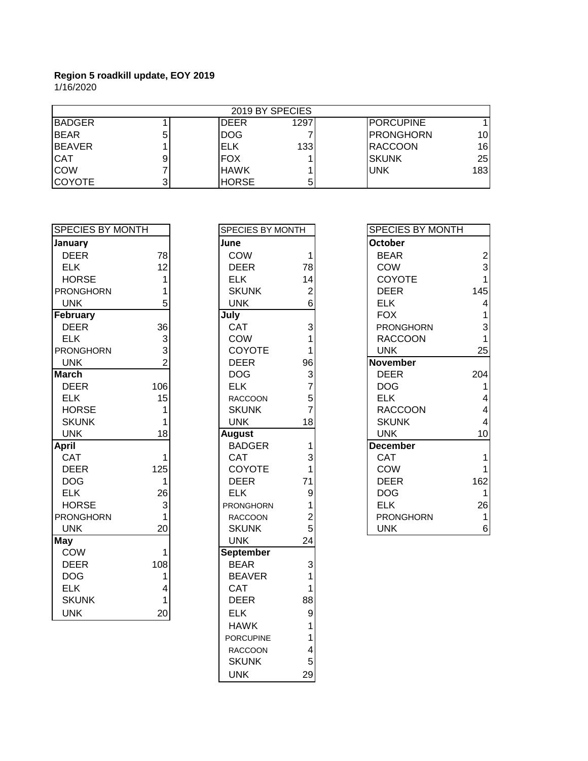**Region 5 roadkill update, EOY 2019**
1/16/2020

| 2019 BY SPECIES | | | | | |
|---|---|---|---|---|---|
| BADGER | 1 | DEER | 1297 | PORCUPINE | 1 |
| BEAR | 5 | DOG | 7 | PRONGHORN | 10 |
| BEAVER | 1 | ELK | 133 | RACCOON | 16 |
| CAT | 9 | FOX | 1 | SKUNK | 25 |
| COW | 7 | HAWK | 1 | UNK | 183 |
| COYOTE | 3 | HORSE | 5 | | |

| SPECIES BY MONTH | |
|---|---|
| **January** | |
| DEER | 78 |
| ELK | 12 |
| HORSE | 1 |
| PRONGHORN | 1 |
| UNK | 5 |
| **February** | |
| DEER | 36 |
| ELK | 3 |
| PRONGHORN | 3 |
| UNK | 2 |
| **March** | |
| DEER | 106 |
| ELK | 15 |
| HORSE | 1 |
| SKUNK | 1 |
| UNK | 18 |
| **April** | |
| CAT | 1 |
| DEER | 125 |
| DOG | 1 |
| ELK | 26 |
| HORSE | 3 |
| PRONGHORN | 1 |
| UNK | 20 |
| **May** | |
| COW | 1 |
| DEER | 108 |
| DOG | 1 |
| ELK | 4 |
| SKUNK | 1 |
| UNK | 20 |

| SPECIES BY MONTH | |
|---|---|
| **June** | |
| COW | 1 |
| DEER | 78 |
| ELK | 14 |
| SKUNK | 2 |
| UNK | 6 |
| **July** | |
| CAT | 3 |
| COW | 1 |
| COYOTE | 1 |
| DEER | 96 |
| DOG | 3 |
| ELK | 7 |
| RACCOON | 5 |
| SKUNK | 7 |
| UNK | 18 |
| **August** | |
| BADGER | 1 |
| CAT | 3 |
| COYOTE | 1 |
| DEER | 71 |
| ELK | 9 |
| PRONGHORN | 1 |
| RACCOON | 2 |
| SKUNK | 5 |
| UNK | 24 |
| **September** | |
| BEAR | 3 |
| BEAVER | 1 |
| CAT | 1 |
| DEER | 88 |
| ELK | 9 |
| HAWK | 1 |
| PORCUPINE | 1 |
| RACCOON | 4 |
| SKUNK | 5 |
| UNK | 29 |

| SPECIES BY MONTH | |
|---|---|
| **October** | |
| BEAR | 2 |
| COW | 3 |
| COYOTE | 1 |
| DEER | 145 |
| ELK | 4 |
| FOX | 1 |
| PRONGHORN | 3 |
| RACCOON | 1 |
| UNK | 25 |
| **November** | |
| DEER | 204 |
| DOG | 1 |
| ELK | 4 |
| RACCOON | 4 |
| SKUNK | 4 |
| UNK | 10 |
| **December** | |
| CAT | 1 |
| COW | 1 |
| DEER | 162 |
| DOG | 1 |
| ELK | 26 |
| PRONGHORN | 1 |
| UNK | 6 |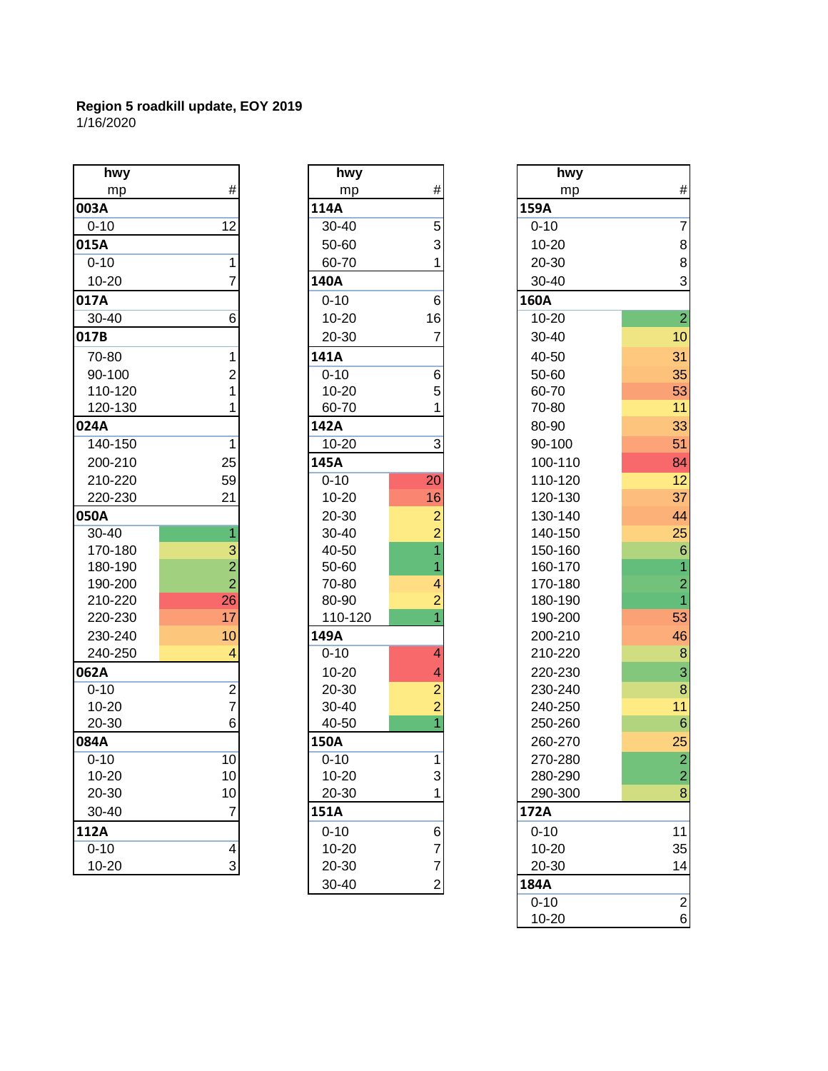**Region 5 roadkill update, EOY 2019**
1/16/2020

| hwy mp | # |
|---|---|
| **003A** | |
| 0-10 | 12 |
| **015A** | |
| 0-10 | 1 |
| 10-20 | 7 |
| **017A** | |
| 30-40 | 6 |
| **017B** | |
| 70-80 | 1 |
| 90-100 | 2 |
| 110-120 | 1 |
| 120-130 | 1 |
| **024A** | |
| 140-150 | 1 |
| 200-210 | 25 |
| 210-220 | 59 |
| 220-230 | 21 |
| **050A** | |
| 30-40 | 1 |
| 170-180 | 3 |
| 180-190 | 2 |
| 190-200 | 2 |
| 210-220 | 26 |
| 220-230 | 17 |
| 230-240 | 10 |
| 240-250 | 4 |
| **062A** | |
| 0-10 | 2 |
| 10-20 | 7 |
| 20-30 | 6 |
| **084A** | |
| 0-10 | 10 |
| 10-20 | 10 |
| 20-30 | 10 |
| 30-40 | 7 |
| **112A** | |
| 0-10 | 4 |
| 10-20 | 3 |

| hwy mp | # |
|---|---|
| **114A** | |
| 30-40 | 5 |
| 50-60 | 3 |
| 60-70 | 1 |
| **140A** | |
| 0-10 | 6 |
| 10-20 | 16 |
| 20-30 | 7 |
| **141A** | |
| 0-10 | 6 |
| 10-20 | 5 |
| 60-70 | 1 |
| **142A** | |
| 10-20 | 3 |
| **145A** | |
| 0-10 | 20 |
| 10-20 | 16 |
| 20-30 | 2 |
| 30-40 | 2 |
| 40-50 | 1 |
| 50-60 | 1 |
| 70-80 | 4 |
| 80-90 | 2 |
| 110-120 | 1 |
| **149A** | |
| 0-10 | 4 |
| 10-20 | 4 |
| 20-30 | 2 |
| 30-40 | 2 |
| 40-50 | 1 |
| **150A** | |
| 0-10 | 1 |
| 10-20 | 3 |
| 20-30 | 1 |
| **151A** | |
| 0-10 | 6 |
| 10-20 | 7 |
| 20-30 | 7 |
| 30-40 | 2 |

| hwy mp | # |
|---|---|
| **159A** | |
| 0-10 | 7 |
| 10-20 | 8 |
| 20-30 | 8 |
| 30-40 | 3 |
| **160A** | |
| 10-20 | 2 |
| 30-40 | 10 |
| 40-50 | 31 |
| 50-60 | 35 |
| 60-70 | 53 |
| 70-80 | 11 |
| 80-90 | 33 |
| 90-100 | 51 |
| 100-110 | 84 |
| 110-120 | 12 |
| 120-130 | 37 |
| 130-140 | 44 |
| 140-150 | 25 |
| 150-160 | 6 |
| 160-170 | 1 |
| 170-180 | 2 |
| 180-190 | 1 |
| 190-200 | 53 |
| 200-210 | 46 |
| 210-220 | 8 |
| 220-230 | 3 |
| 230-240 | 8 |
| 240-250 | 11 |
| 250-260 | 6 |
| 260-270 | 25 |
| 270-280 | 2 |
| 280-290 | 2 |
| 290-300 | 8 |
| **172A** | |
| 0-10 | 11 |
| 10-20 | 35 |
| 20-30 | 14 |
| **184A** | |
| 0-10 | 2 |
| 10-20 | 6 |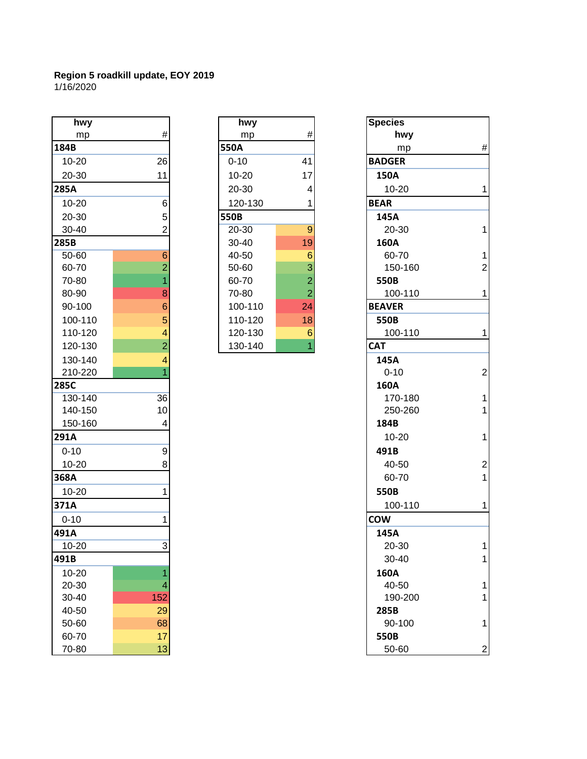**Region 5 roadkill update, EOY 2019**
1/16/2020

| hwy mp | # |
|---|---|
| **184B** | |
| 10-20 | 26 |
| 20-30 | 11 |
| **285A** | |
| 10-20 | 6 |
| 20-30 | 5 |
| 30-40 | 2 |
| **285B** | |
| 50-60 | 6 |
| 60-70 | 2 |
| 70-80 | 1 |
| 80-90 | 8 |
| 90-100 | 6 |
| 100-110 | 5 |
| 110-120 | 4 |
| 120-130 | 2 |
| 130-140 | 4 |
| 210-220 | 1 |
| **285C** | |
| 130-140 | 36 |
| 140-150 | 10 |
| 150-160 | 4 |
| **291A** | |
| 0-10 | 9 |
| 10-20 | 8 |
| **368A** | |
| 10-20 | 1 |
| **371A** | |
| 0-10 | 1 |
| **491A** | |
| 10-20 | 3 |
| **491B** | |
| 10-20 | 1 |
| 20-30 | 4 |
| 30-40 | 152 |
| 40-50 | 29 |
| 50-60 | 68 |
| 60-70 | 17 |
| 70-80 | 13 |

| hwy mp | # |
|---|---|
| **550A** | |
| 0-10 | 41 |
| 10-20 | 17 |
| 20-30 | 4 |
| 120-130 | 1 |
| **550B** | |
| 20-30 | 9 |
| 30-40 | 19 |
| 40-50 | 6 |
| 50-60 | 3 |
| 60-70 | 2 |
| 70-80 | 2 |
| 100-110 | 24 |
| 110-120 | 18 |
| 120-130 | 6 |
| 130-140 | 1 |

| Species hwy mp | # |
|---|---|
| **BADGER** | |
| **150A** | |
| 10-20 | 1 |
| **BEAR** | |
| **145A** | |
| 20-30 | 1 |
| **160A** | |
| 60-70 | 1 |
| 150-160 | 2 |
| **550B** | |
| 100-110 | 1 |
| **BEAVER** | |
| **550B** | |
| 100-110 | 1 |
| **CAT** | |
| **145A** | |
| 0-10 | 2 |
| **160A** | |
| 170-180 | 1 |
| 250-260 | 1 |
| **184B** | |
| 10-20 | 1 |
| **491B** | |
| 40-50 | 2 |
| 60-70 | 1 |
| **550B** | |
| 100-110 | 1 |
| **COW** | |
| **145A** | |
| 20-30 | 1 |
| 30-40 | 1 |
| **160A** | |
| 40-50 | 1 |
| 190-200 | 1 |
| **285B** | |
| 90-100 | 1 |
| **550B** | |
| 50-60 | 2 |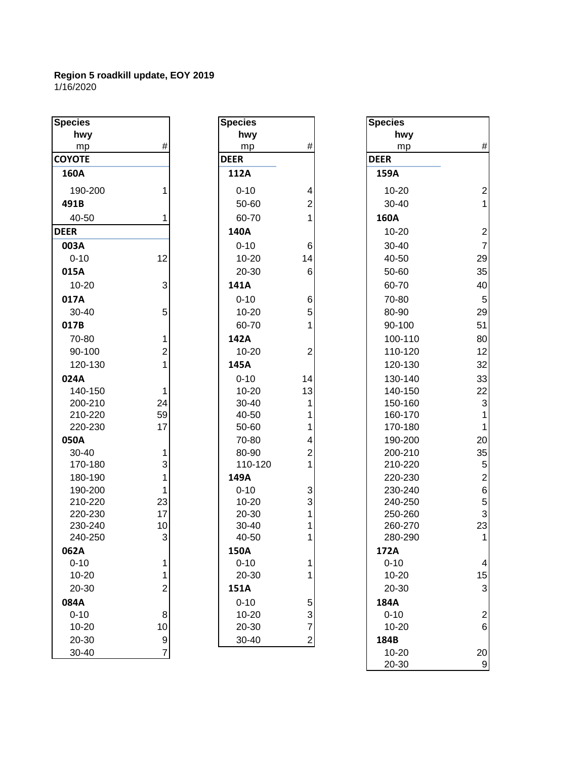**Region 5 roadkill update, EOY 2019**
1/16/2020

| Species<br>hwy<br>mp | # |
|---|---|
| **COYOTE** | |
| **160A** | |
| 190-200 | 1 |
| **491B** | |
| 40-50 | 1 |
| **DEER** | |
| **003A** | |
| 0-10 | 12 |
| **015A** | |
| 10-20 | 3 |
| **017A** | |
| 30-40 | 5 |
| **017B** | |
| 70-80 | 1 |
| 90-100 | 2 |
| 120-130 | 1 |
| **024A** | |
| 140-150 | 1 |
| 200-210 | 24 |
| 210-220 | 59 |
| 220-230 | 17 |
| **050A** | |
| 30-40 | 1 |
| 170-180 | 3 |
| 180-190 | 1 |
| 190-200 | 1 |
| 210-220 | 23 |
| 220-230 | 17 |
| 230-240 | 10 |
| 240-250 | 3 |
| **062A** | |
| 0-10 | 1 |
| 10-20 | 1 |
| 20-30 | 2 |
| **084A** | |
| 0-10 | 8 |
| 10-20 | 10 |
| 20-30 | 9 |
| 30-40 | 7 |

| Species<br>hwy<br>mp | # |
|---|---|
| **DEER** | |
| **112A** | |
| 0-10 | 4 |
| 50-60 | 2 |
| 60-70 | 1 |
| **140A** | |
| 0-10 | 6 |
| 10-20 | 14 |
| 20-30 | 6 |
| **141A** | |
| 0-10 | 6 |
| 10-20 | 5 |
| 60-70 | 1 |
| **142A** | |
| 10-20 | 2 |
| **145A** | |
| 0-10 | 14 |
| 10-20 | 13 |
| 30-40 | 1 |
| 40-50 | 1 |
| 50-60 | 1 |
| 70-80 | 4 |
| 80-90 | 2 |
| 110-120 | 1 |
| **149A** | |
| 0-10 | 3 |
| 10-20 | 3 |
| 20-30 | 1 |
| 30-40 | 1 |
| 40-50 | 1 |
| **150A** | |
| 0-10 | 1 |
| 20-30 | 1 |
| **151A** | |
| 0-10 | 5 |
| 10-20 | 3 |
| 20-30 | 7 |
| 30-40 | 2 |

| Species<br>hwy<br>mp | # |
|---|---|
| **DEER** | |
| **159A** | |
| 10-20 | 2 |
| 30-40 | 1 |
| **160A** | |
| 10-20 | 2 |
| 30-40 | 7 |
| 40-50 | 29 |
| 50-60 | 35 |
| 60-70 | 40 |
| 70-80 | 5 |
| 80-90 | 29 |
| 90-100 | 51 |
| 100-110 | 80 |
| 110-120 | 12 |
| 120-130 | 32 |
| 130-140 | 33 |
| 140-150 | 22 |
| 150-160 | 3 |
| 160-170 | 1 |
| 170-180 | 1 |
| 190-200 | 20 |
| 200-210 | 35 |
| 210-220 | 5 |
| 220-230 | 2 |
| 230-240 | 6 |
| 240-250 | 5 |
| 250-260 | 3 |
| 260-270 | 23 |
| 280-290 | 1 |
| **172A** | |
| 0-10 | 4 |
| 10-20 | 15 |
| 20-30 | 3 |
| **184A** | |
| 0-10 | 2 |
| 10-20 | 6 |
| **184B** | |
| 10-20 | 20 |
| 20-30 | 9 |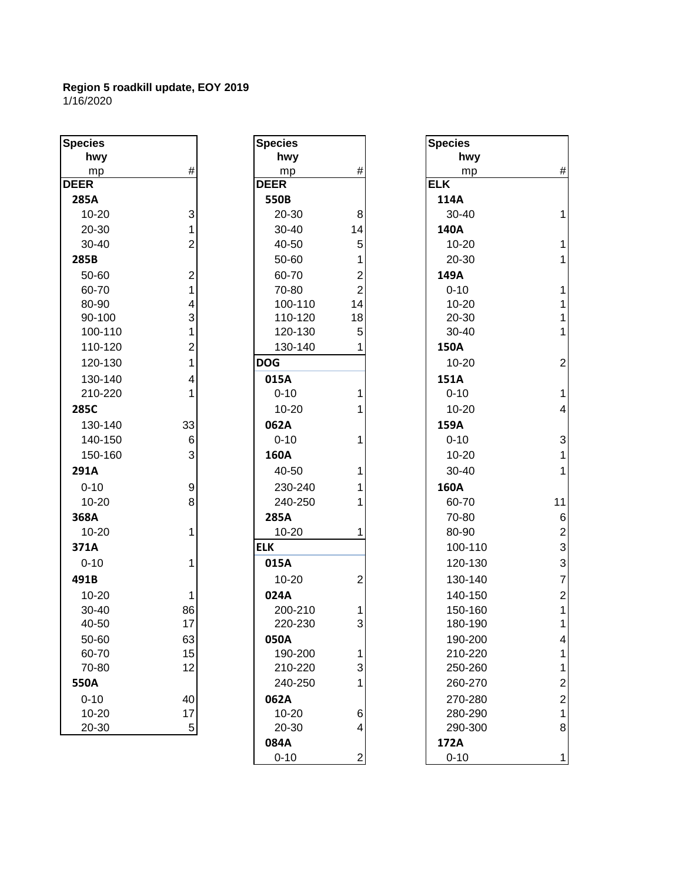**Region 5 roadkill update, EOY 2019**
1/16/2020

| Species / hwy / mp | # |
|---|---|
| **DEER** | |
| **285A** | |
| 10-20 | 3 |
| 20-30 | 1 |
| 30-40 | 2 |
| **285B** | |
| 50-60 | 2 |
| 60-70 | 1 |
| 80-90 | 4 |
| 90-100 | 3 |
| 100-110 | 1 |
| 110-120 | 2 |
| 120-130 | 1 |
| 130-140 | 4 |
| 210-220 | 1 |
| **285C** | |
| 130-140 | 33 |
| 140-150 | 6 |
| 150-160 | 3 |
| **291A** | |
| 0-10 | 9 |
| 10-20 | 8 |
| **368A** | |
| 10-20 | 1 |
| **371A** | |
| 0-10 | 1 |
| **491B** | |
| 10-20 | 1 |
| 30-40 | 86 |
| 40-50 | 17 |
| 50-60 | 63 |
| 60-70 | 15 |
| 70-80 | 12 |
| **550A** | |
| 0-10 | 40 |
| 10-20 | 17 |
| 20-30 | 5 |

| Species / hwy / mp | # |
|---|---|
| **DEER** | |
| **550B** | |
| 20-30 | 8 |
| 30-40 | 14 |
| 40-50 | 5 |
| 50-60 | 1 |
| 60-70 | 2 |
| 70-80 | 2 |
| 100-110 | 14 |
| 110-120 | 18 |
| 120-130 | 5 |
| 130-140 | 1 |
| **DOG** | |
| **015A** | |
| 0-10 | 1 |
| 10-20 | 1 |
| **062A** | |
| 0-10 | 1 |
| **160A** | |
| 40-50 | 1 |
| 230-240 | 1 |
| 240-250 | 1 |
| **285A** | |
| 10-20 | 1 |
| **ELK** | |
| **015A** | |
| 10-20 | 2 |
| **024A** | |
| 200-210 | 1 |
| 220-230 | 3 |
| **050A** | |
| 190-200 | 1 |
| 210-220 | 3 |
| 240-250 | 1 |
| **062A** | |
| 10-20 | 6 |
| 20-30 | 4 |
| **084A** | |
| 0-10 | 2 |

| Species / hwy / mp | # |
|---|---|
| **ELK** | |
| **114A** | |
| 30-40 | 1 |
| **140A** | |
| 10-20 | 1 |
| 20-30 | 1 |
| **149A** | |
| 0-10 | 1 |
| 10-20 | 1 |
| 20-30 | 1 |
| 30-40 | 1 |
| **150A** | |
| 10-20 | 2 |
| **151A** | |
| 0-10 | 1 |
| 10-20 | 4 |
| **159A** | |
| 0-10 | 3 |
| 10-20 | 1 |
| 30-40 | 1 |
| **160A** | |
| 60-70 | 11 |
| 70-80 | 6 |
| 80-90 | 2 |
| 100-110 | 3 |
| 120-130 | 3 |
| 130-140 | 7 |
| 140-150 | 2 |
| 150-160 | 1 |
| 180-190 | 1 |
| 190-200 | 4 |
| 210-220 | 1 |
| 250-260 | 1 |
| 260-270 | 2 |
| 270-280 | 2 |
| 280-290 | 1 |
| 290-300 | 8 |
| **172A** | |
| 0-10 | 1 |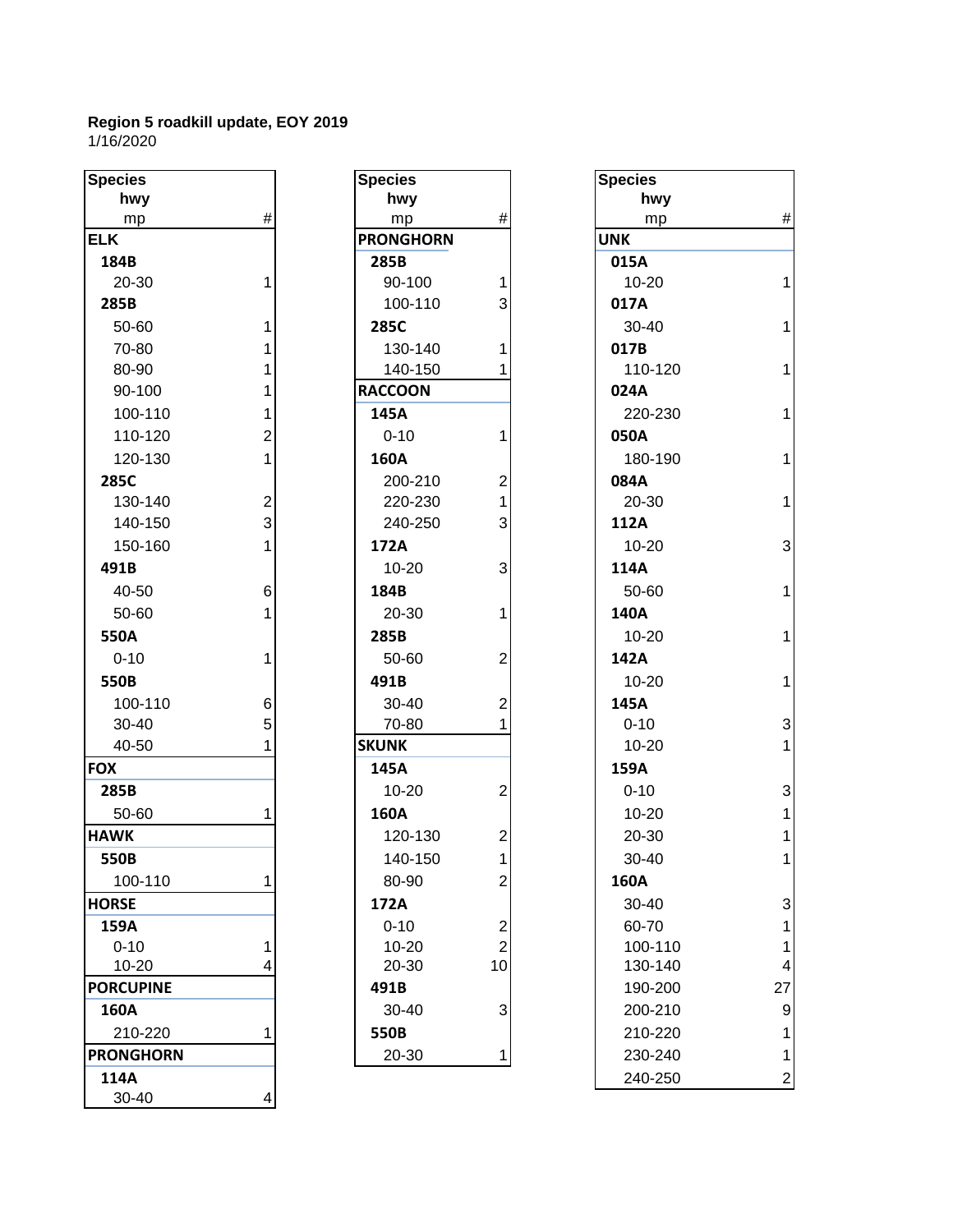**Region 5 roadkill update, EOY 2019**
1/16/2020

| Species / hwy / mp | # |
|---|---|
| **ELK** | |
| **184B** | |
| 20-30 | 1 |
| **285B** | |
| 50-60 | 1 |
| 70-80 | 1 |
| 80-90 | 1 |
| 90-100 | 1 |
| 100-110 | 1 |
| 110-120 | 2 |
| 120-130 | 1 |
| **285C** | |
| 130-140 | 2 |
| 140-150 | 3 |
| 150-160 | 1 |
| **491B** | |
| 40-50 | 6 |
| 50-60 | 1 |
| **550A** | |
| 0-10 | 1 |
| **550B** | |
| 100-110 | 6 |
| 30-40 | 5 |
| 40-50 | 1 |
| **FOX** | |
| **285B** | |
| 50-60 | 1 |
| **HAWK** | |
| **550B** | |
| 100-110 | 1 |
| **HORSE** | |
| **159A** | |
| 0-10 | 1 |
| 10-20 | 4 |
| **PORCUPINE** | |
| **160A** | |
| 210-220 | 1 |
| **PRONGHORN** | |
| **114A** | |
| 30-40 | 4 |

| Species / hwy / mp | # |
|---|---|
| **PRONGHORN** | |
| **285B** | |
| 90-100 | 1 |
| 100-110 | 3 |
| **285C** | |
| 130-140 | 1 |
| 140-150 | 1 |
| **RACCOON** | |
| **145A** | |
| 0-10 | 1 |
| **160A** | |
| 200-210 | 2 |
| 220-230 | 1 |
| 240-250 | 3 |
| **172A** | |
| 10-20 | 3 |
| **184B** | |
| 20-30 | 1 |
| **285B** | |
| 50-60 | 2 |
| **491B** | |
| 30-40 | 2 |
| 70-80 | 1 |
| **SKUNK** | |
| **145A** | |
| 10-20 | 2 |
| **160A** | |
| 120-130 | 2 |
| 140-150 | 1 |
| 80-90 | 2 |
| **172A** | |
| 0-10 | 2 |
| 10-20 | 2 |
| 20-30 | 10 |
| **491B** | |
| 30-40 | 3 |
| **550B** | |
| 20-30 | 1 |

| Species / hwy / mp | # |
|---|---|
| **UNK** | |
| **015A** | |
| 10-20 | 1 |
| **017A** | |
| 30-40 | 1 |
| **017B** | |
| 110-120 | 1 |
| **024A** | |
| 220-230 | 1 |
| **050A** | |
| 180-190 | 1 |
| **084A** | |
| 20-30 | 1 |
| **112A** | |
| 10-20 | 3 |
| **114A** | |
| 50-60 | 1 |
| **140A** | |
| 10-20 | 1 |
| **142A** | |
| 10-20 | 1 |
| **145A** | |
| 0-10 | 3 |
| 10-20 | 1 |
| **159A** | |
| 0-10 | 3 |
| 10-20 | 1 |
| 20-30 | 1 |
| 30-40 | 1 |
| **160A** | |
| 30-40 | 3 |
| 60-70 | 1 |
| 100-110 | 1 |
| 130-140 | 4 |
| 190-200 | 27 |
| 200-210 | 9 |
| 210-220 | 1 |
| 230-240 | 1 |
| 240-250 | 2 |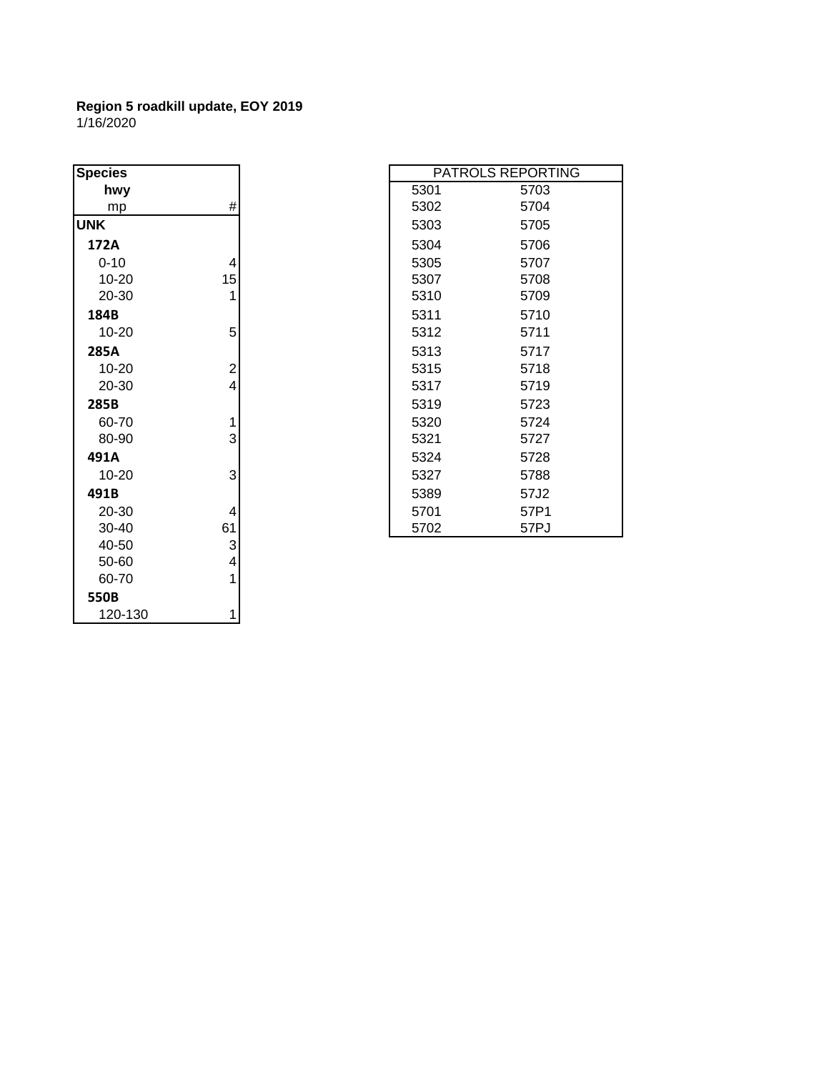**Region 5 roadkill update, EOY 2019**
1/16/2020

| Species | |
|---|---|
| hwy | |
| mp | # |
| **UNK** | |
| **172A** | |
| 0-10 | 4 |
| 10-20 | 15 |
| 20-30 | 1 |
| **184B** | |
| 10-20 | 5 |
| **285A** | |
| 10-20 | 2 |
| 20-30 | 4 |
| **285B** | |
| 60-70 | 1 |
| 80-90 | 3 |
| **491A** | |
| 10-20 | 3 |
| **491B** | |
| 20-30 | 4 |
| 30-40 | 61 |
| 40-50 | 3 |
| 50-60 | 4 |
| 60-70 | 1 |
| **550B** | |
| 120-130 | 1 |

| PATROLS REPORTING | |
|---|---|
| 5301 | 5703 |
| 5302 | 5704 |
| 5303 | 5705 |
| 5304 | 5706 |
| 5305 | 5707 |
| 5307 | 5708 |
| 5310 | 5709 |
| 5311 | 5710 |
| 5312 | 5711 |
| 5313 | 5717 |
| 5315 | 5718 |
| 5317 | 5719 |
| 5319 | 5723 |
| 5320 | 5724 |
| 5321 | 5727 |
| 5324 | 5728 |
| 5327 | 5788 |
| 5389 | 57J2 |
| 5701 | 57P1 |
| 5702 | 57PJ |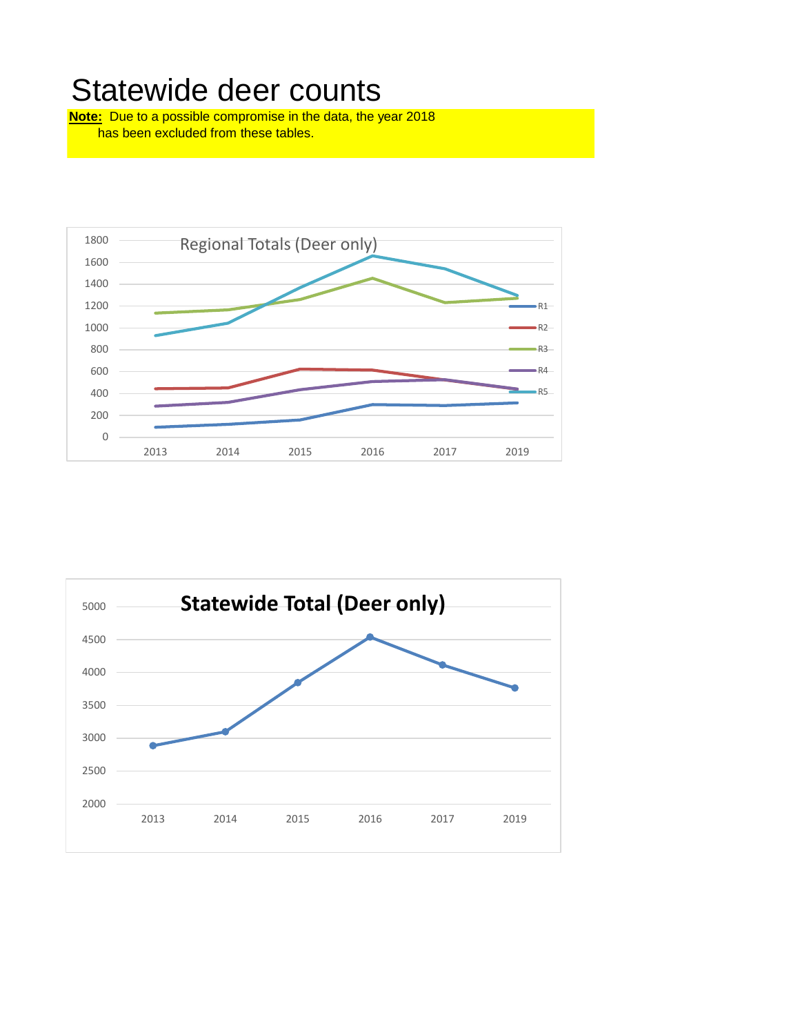# Statewide deer counts

**Note:** Due to a possible compromise in the data, the year 2018 has been excluded from these tables.

Regional Totals (Deer only)

1800
1600
1400
1200
1000
800
600
400
200
0

2013 2014 2015 2016 2017 2019

R1
R2
R3
R4
R5

**Statewide Total (Deer only)**

5000
4500
4000
3500
3000
2500
2000

2013 2014 2015 2016 2017 2019